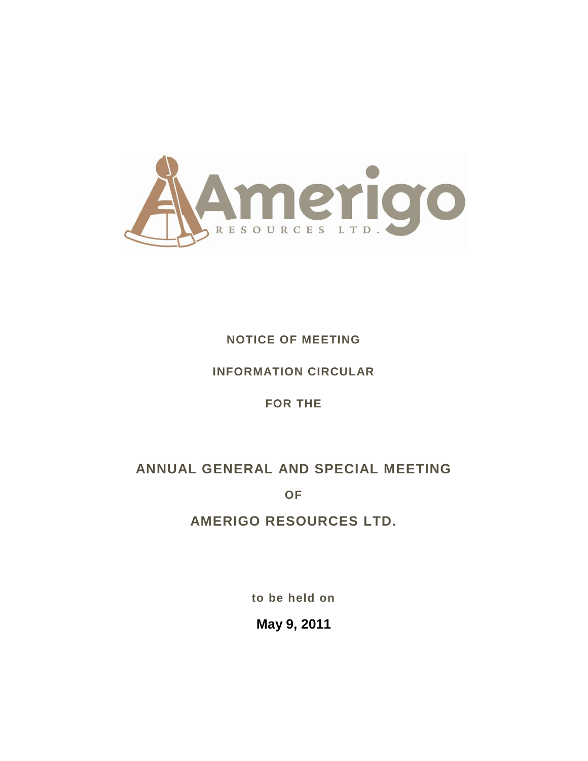Amerigo

RESOURCES LTD.

**NOTICE OF MEETING**

**INFORMATION CIRCULAR**

**FOR THE**

# ANNUAL GENERAL AND SPECIAL MEETING

**OF**

# AMERIGO RESOURCES LTD.

**to be held on**

**May 9, 2011**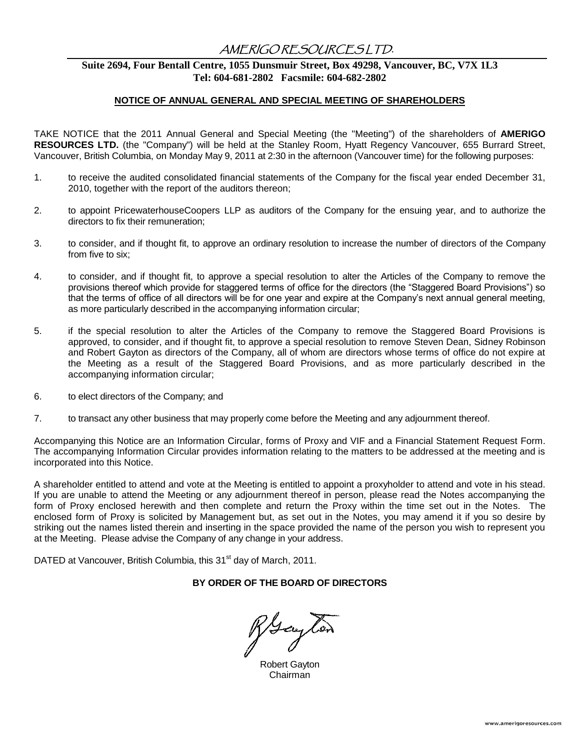# AMERIGO RESOURCES LTD.

**Suite 2694, Four Bentall Centre, 1055 Dunsmuir Street, Box 49298, Vancouver, BC, V7X 1L3**
**Tel: 604-681-2802 Facsmile: 604-682-2802**

## NOTICE OF ANNUAL GENERAL AND SPECIAL MEETING OF SHAREHOLDERS

TAKE NOTICE that the 2011 Annual General and Special Meeting (the "Meeting") of the shareholders of **AMERIGO RESOURCES LTD.** (the "Company") will be held at the Stanley Room, Hyatt Regency Vancouver, 655 Burrard Street, Vancouver, British Columbia, on Monday May 9, 2011 at 2:30 in the afternoon (Vancouver time) for the following purposes:

1. to receive the audited consolidated financial statements of the Company for the fiscal year ended December 31, 2010, together with the report of the auditors thereon;
2. to appoint PricewaterhouseCoopers LLP as auditors of the Company for the ensuing year, and to authorize the directors to fix their remuneration;
3. to consider, and if thought fit, to approve an ordinary resolution to increase the number of directors of the Company from five to six;
4. to consider, and if thought fit, to approve a special resolution to alter the Articles of the Company to remove the provisions thereof which provide for staggered terms of office for the directors (the "Staggered Board Provisions") so that the terms of office of all directors will be for one year and expire at the Company's next annual general meeting, as more particularly described in the accompanying information circular;
5. if the special resolution to alter the Articles of the Company to remove the Staggered Board Provisions is approved, to consider, and if thought fit, to approve a special resolution to remove Steven Dean, Sidney Robinson and Robert Gayton as directors of the Company, all of whom are directors whose terms of office do not expire at the Meeting as a result of the Staggered Board Provisions, and as more particularly described in the accompanying information circular;
6. to elect directors of the Company; and
7. to transact any other business that may properly come before the Meeting and any adjournment thereof.

Accompanying this Notice are an Information Circular, forms of Proxy and VIF and a Financial Statement Request Form. The accompanying Information Circular provides information relating to the matters to be addressed at the meeting and is incorporated into this Notice.

A shareholder entitled to attend and vote at the Meeting is entitled to appoint a proxyholder to attend and vote in his stead. If you are unable to attend the Meeting or any adjournment thereof in person, please read the Notes accompanying the form of Proxy enclosed herewith and then complete and return the Proxy within the time set out in the Notes. The enclosed form of Proxy is solicited by Management but, as set out in the Notes, you may amend it if you so desire by striking out the names listed therein and inserting in the space provided the name of the person you wish to represent you at the Meeting. Please advise the Company of any change in your address.

DATED at Vancouver, British Columbia, this 31st day of March, 2011.

**BY ORDER OF THE BOARD OF DIRECTORS**

Robert Gayton
Chairman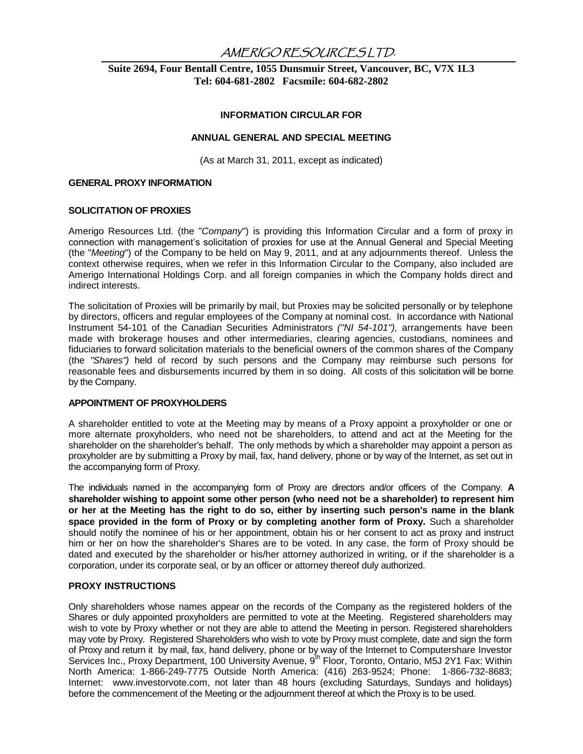# AMERIGO RESOURCES LTD.

**Suite 2694, Four Bentall Centre, 1055 Dunsmuir Street, Vancouver, BC, V7X 1L3**
**Tel: 604-681-2802 Facsmile: 604-682-2802**

## INFORMATION CIRCULAR FOR

## ANNUAL GENERAL AND SPECIAL MEETING

(As at March 31, 2011, except as indicated)

### GENERAL PROXY INFORMATION

### SOLICITATION OF PROXIES

Amerigo Resources Ltd. (the "*Company*") is providing this Information Circular and a form of proxy in connection with management's solicitation of proxies for use at the Annual General and Special Meeting (the "*Meeting*") of the Company to be held on May 9, 2011, and at any adjournments thereof. Unless the context otherwise requires, when we refer in this Information Circular to the Company, also included are Amerigo International Holdings Corp. and all foreign companies in which the Company holds direct and indirect interests.

The solicitation of Proxies will be primarily by mail, but Proxies may be solicited personally or by telephone by directors, officers and regular employees of the Company at nominal cost. In accordance with National Instrument 54-101 of the Canadian Securities Administrators *("NI 54-101"),* arrangements have been made with brokerage houses and other intermediaries, clearing agencies, custodians, nominees and fiduciaries to forward solicitation materials to the beneficial owners of the common shares of the Company (the *"Shares")* held of record by such persons and the Company may reimburse such persons for reasonable fees and disbursements incurred by them in so doing. All costs of this solicitation will be borne by the Company.

### APPOINTMENT OF PROXYHOLDERS

A shareholder entitled to vote at the Meeting may by means of a Proxy appoint a proxyholder or one or more alternate proxyholders, who need not be shareholders, to attend and act at the Meeting for the shareholder on the shareholder's behalf. The only methods by which a shareholder may appoint a person as proxyholder are by submitting a Proxy by mail, fax, hand delivery, phone or by way of the Internet, as set out in the accompanying form of Proxy.

The individuals named in the accompanying form of Proxy are directors and/or officers of the Company. **A shareholder wishing to appoint some other person (who need not be a shareholder) to represent him or her at the Meeting has the right to do so, either by inserting such person's name in the blank space provided in the form of Proxy or by completing another form of Proxy.** Such a shareholder should notify the nominee of his or her appointment, obtain his or her consent to act as proxy and instruct him or her on how the shareholder's Shares are to be voted. In any case, the form of Proxy should be dated and executed by the shareholder or his/her attorney authorized in writing, or if the shareholder is a corporation, under its corporate seal, or by an officer or attorney thereof duly authorized.

### PROXY INSTRUCTIONS

Only shareholders whose names appear on the records of the Company as the registered holders of the Shares or duly appointed proxyholders are permitted to vote at the Meeting. Registered shareholders may wish to vote by Proxy whether or not they are able to attend the Meeting in person. Registered shareholders may vote by Proxy. Registered Shareholders who wish to vote by Proxy must complete, date and sign the form of Proxy and return it by mail, fax, hand delivery, phone or by way of the Internet to Computershare Investor Services Inc., Proxy Department, 100 University Avenue, 9th Floor, Toronto, Ontario, M5J 2Y1 Fax: Within North America: 1-866-249-7775 Outside North America: (416) 263-9524; Phone: 1-866-732-8683; Internet: www.investorvote.com, not later than 48 hours (excluding Saturdays, Sundays and holidays) before the commencement of the Meeting or the adjournment thereof at which the Proxy is to be used.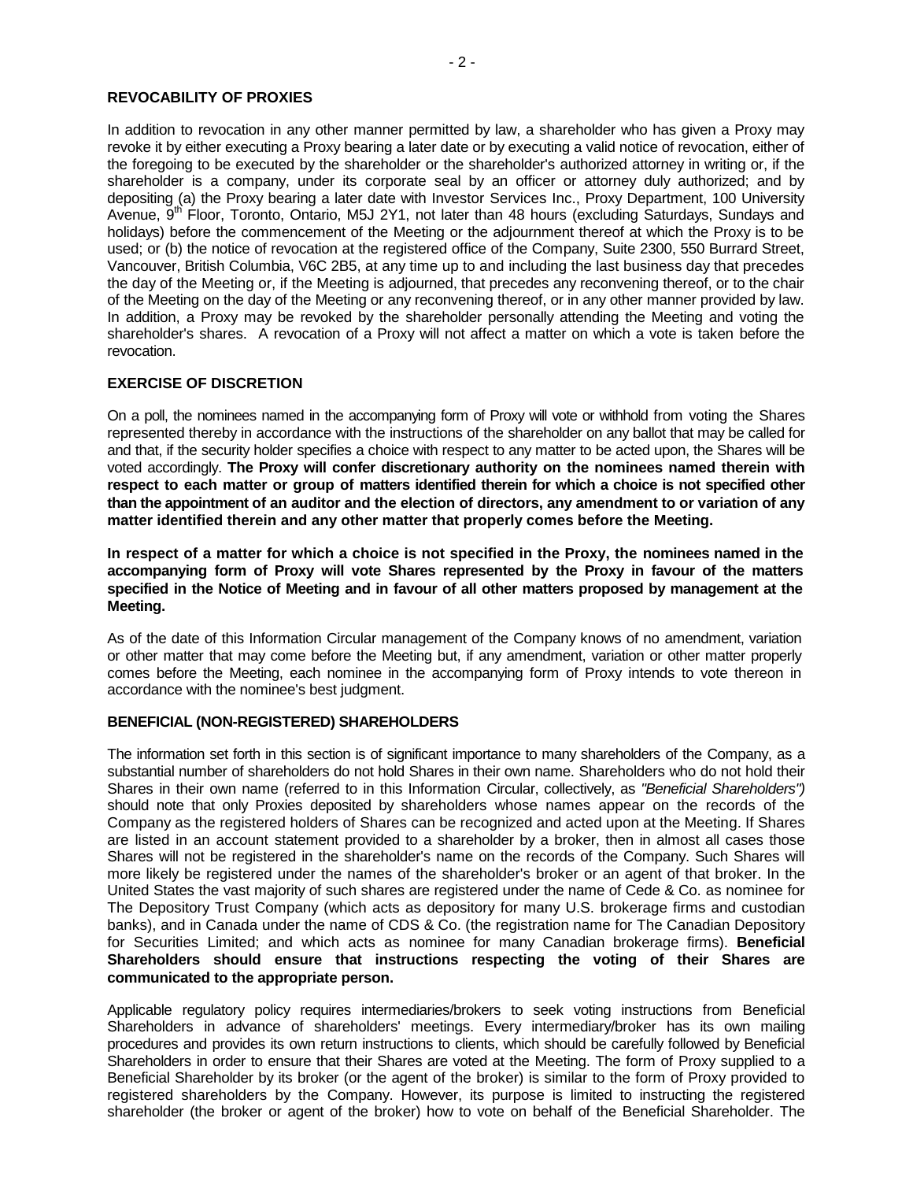### REVOCABILITY OF PROXIES

In addition to revocation in any other manner permitted by law, a shareholder who has given a Proxy may revoke it by either executing a Proxy bearing a later date or by executing a valid notice of revocation, either of the foregoing to be executed by the shareholder or the shareholder's authorized attorney in writing or, if the shareholder is a company, under its corporate seal by an officer or attorney duly authorized; and by depositing (a) the Proxy bearing a later date with Investor Services Inc., Proxy Department, 100 University Avenue, 9th Floor, Toronto, Ontario, M5J 2Y1, not later than 48 hours (excluding Saturdays, Sundays and holidays) before the commencement of the Meeting or the adjournment thereof at which the Proxy is to be used; or (b) the notice of revocation at the registered office of the Company, Suite 2300, 550 Burrard Street, Vancouver, British Columbia, V6C 2B5, at any time up to and including the last business day that precedes the day of the Meeting or, if the Meeting is adjourned, that precedes any reconvening thereof, or to the chair of the Meeting on the day of the Meeting or any reconvening thereof, or in any other manner provided by law. In addition, a Proxy may be revoked by the shareholder personally attending the Meeting and voting the shareholder's shares. A revocation of a Proxy will not affect a matter on which a vote is taken before the revocation.

### EXERCISE OF DISCRETION

On a poll, the nominees named in the accompanying form of Proxy will vote or withhold from voting the Shares represented thereby in accordance with the instructions of the shareholder on any ballot that may be called for and that, if the security holder specifies a choice with respect to any matter to be acted upon, the Shares will be voted accordingly. **The Proxy will confer discretionary authority on the nominees named therein with respect to each matter or group of matters identified therein for which a choice is not specified other than the appointment of an auditor and the election of directors, any amendment to or variation of any matter identified therein and any other matter that properly comes before the Meeting.**

**In respect of a matter for which a choice is not specified in the Proxy, the nominees named in the accompanying form of Proxy will vote Shares represented by the Proxy in favour of the matters specified in the Notice of Meeting and in favour of all other matters proposed by management at the Meeting.**

As of the date of this Information Circular management of the Company knows of no amendment, variation or other matter that may come before the Meeting but, if any amendment, variation or other matter properly comes before the Meeting, each nominee in the accompanying form of Proxy intends to vote thereon in accordance with the nominee's best judgment.

### BENEFICIAL (NON-REGISTERED) SHAREHOLDERS

The information set forth in this section is of significant importance to many shareholders of the Company, as a substantial number of shareholders do not hold Shares in their own name. Shareholders who do not hold their Shares in their own name (referred to in this Information Circular, collectively, as *"Beneficial Shareholders")* should note that only Proxies deposited by shareholders whose names appear on the records of the Company as the registered holders of Shares can be recognized and acted upon at the Meeting. If Shares are listed in an account statement provided to a shareholder by a broker, then in almost all cases those Shares will not be registered in the shareholder's name on the records of the Company. Such Shares will more likely be registered under the names of the shareholder's broker or an agent of that broker. In the United States the vast majority of such shares are registered under the name of Cede & Co. as nominee for The Depository Trust Company (which acts as depository for many U.S. brokerage firms and custodian banks), and in Canada under the name of CDS & Co. (the registration name for The Canadian Depository for Securities Limited; and which acts as nominee for many Canadian brokerage firms). **Beneficial Shareholders should ensure that instructions respecting the voting of their Shares are communicated to the appropriate person.**

Applicable regulatory policy requires intermediaries/brokers to seek voting instructions from Beneficial Shareholders in advance of shareholders' meetings. Every intermediary/broker has its own mailing procedures and provides its own return instructions to clients, which should be carefully followed by Beneficial Shareholders in order to ensure that their Shares are voted at the Meeting. The form of Proxy supplied to a Beneficial Shareholder by its broker (or the agent of the broker) is similar to the form of Proxy provided to registered shareholders by the Company. However, its purpose is limited to instructing the registered shareholder (the broker or agent of the broker) how to vote on behalf of the Beneficial Shareholder. The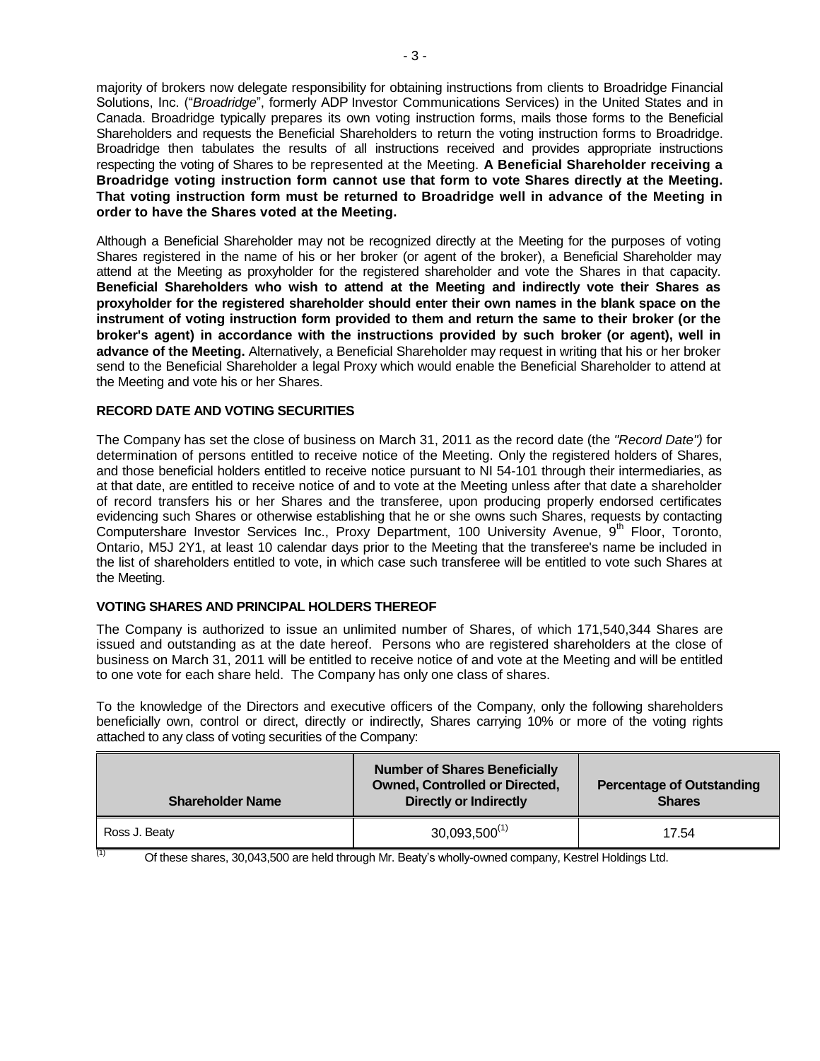majority of brokers now delegate responsibility for obtaining instructions from clients to Broadridge Financial Solutions, Inc. ("*Broadridge*", formerly ADP Investor Communications Services) in the United States and in Canada. Broadridge typically prepares its own voting instruction forms, mails those forms to the Beneficial Shareholders and requests the Beneficial Shareholders to return the voting instruction forms to Broadridge. Broadridge then tabulates the results of all instructions received and provides appropriate instructions respecting the voting of Shares to be represented at the Meeting. **A Beneficial Shareholder receiving a Broadridge voting instruction form cannot use that form to vote Shares directly at the Meeting. That voting instruction form must be returned to Broadridge well in advance of the Meeting in order to have the Shares voted at the Meeting.**

Although a Beneficial Shareholder may not be recognized directly at the Meeting for the purposes of voting Shares registered in the name of his or her broker (or agent of the broker), a Beneficial Shareholder may attend at the Meeting as proxyholder for the registered shareholder and vote the Shares in that capacity. **Beneficial Shareholders who wish to attend at the Meeting and indirectly vote their Shares as proxyholder for the registered shareholder should enter their own names in the blank space on the instrument of voting instruction form provided to them and return the same to their broker (or the broker's agent) in accordance with the instructions provided by such broker (or agent), well in advance of the Meeting.** Alternatively, a Beneficial Shareholder may request in writing that his or her broker send to the Beneficial Shareholder a legal Proxy which would enable the Beneficial Shareholder to attend at the Meeting and vote his or her Shares.

## RECORD DATE AND VOTING SECURITIES

The Company has set the close of business on March 31, 2011 as the record date (the *"Record Date")* for determination of persons entitled to receive notice of the Meeting. Only the registered holders of Shares, and those beneficial holders entitled to receive notice pursuant to NI 54-101 through their intermediaries, as at that date, are entitled to receive notice of and to vote at the Meeting unless after that date a shareholder of record transfers his or her Shares and the transferee, upon producing properly endorsed certificates evidencing such Shares or otherwise establishing that he or she owns such Shares, requests by contacting Computershare Investor Services Inc., Proxy Department, 100 University Avenue, 9th Floor, Toronto, Ontario, M5J 2Y1, at least 10 calendar days prior to the Meeting that the transferee's name be included in the list of shareholders entitled to vote, in which case such transferee will be entitled to vote such Shares at the Meeting.

## VOTING SHARES AND PRINCIPAL HOLDERS THEREOF

The Company is authorized to issue an unlimited number of Shares, of which 171,540,344 Shares are issued and outstanding as at the date hereof. Persons who are registered shareholders at the close of business on March 31, 2011 will be entitled to receive notice of and vote at the Meeting and will be entitled to one vote for each share held. The Company has only one class of shares.

To the knowledge of the Directors and executive officers of the Company, only the following shareholders beneficially own, control or direct, directly or indirectly, Shares carrying 10% or more of the voting rights attached to any class of voting securities of the Company:

| Shareholder Name | Number of Shares Beneficially Owned, Controlled or Directed, Directly or Indirectly | Percentage of Outstanding Shares |
|---|---|---|
| Ross J. Beaty | 30,093,500[1] | 17.54 |

[1] Of these shares, 30,043,500 are held through Mr. Beaty's wholly-owned company, Kestrel Holdings Ltd.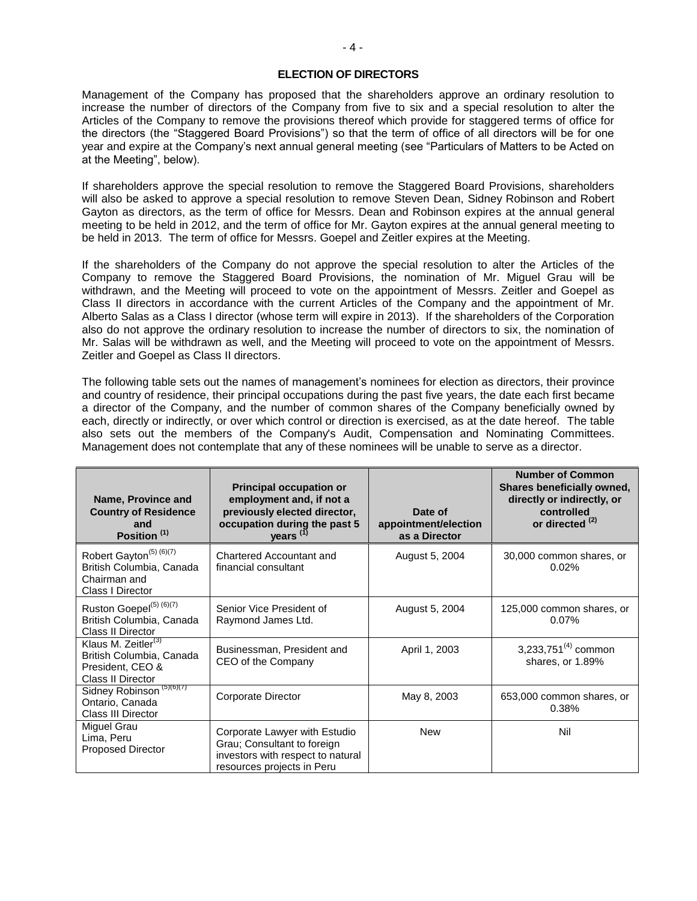## ELECTION OF DIRECTORS

Management of the Company has proposed that the shareholders approve an ordinary resolution to increase the number of directors of the Company from five to six and a special resolution to alter the Articles of the Company to remove the provisions thereof which provide for staggered terms of office for the directors (the "Staggered Board Provisions") so that the term of office of all directors will be for one year and expire at the Company's next annual general meeting (see "Particulars of Matters to be Acted on at the Meeting", below).

If shareholders approve the special resolution to remove the Staggered Board Provisions, shareholders will also be asked to approve a special resolution to remove Steven Dean, Sidney Robinson and Robert Gayton as directors, as the term of office for Messrs. Dean and Robinson expires at the annual general meeting to be held in 2012, and the term of office for Mr. Gayton expires at the annual general meeting to be held in 2013. The term of office for Messrs. Goepel and Zeitler expires at the Meeting.

If the shareholders of the Company do not approve the special resolution to alter the Articles of the Company to remove the Staggered Board Provisions, the nomination of Mr. Miguel Grau will be withdrawn, and the Meeting will proceed to vote on the appointment of Messrs. Zeitler and Goepel as Class II directors in accordance with the current Articles of the Company and the appointment of Mr. Alberto Salas as a Class I director (whose term will expire in 2013). If the shareholders of the Corporation also do not approve the ordinary resolution to increase the number of directors to six, the nomination of Mr. Salas will be withdrawn as well, and the Meeting will proceed to vote on the appointment of Messrs. Zeitler and Goepel as Class II directors.

The following table sets out the names of management's nominees for election as directors, their province and country of residence, their principal occupations during the past five years, the date each first became a director of the Company, and the number of common shares of the Company beneficially owned by each, directly or indirectly, or over which control or direction is exercised, as at the date hereof. The table also sets out the members of the Company's Audit, Compensation and Nominating Committees. Management does not contemplate that any of these nominees will be unable to serve as a director.

| Name, Province and Country of Residence and Position (1) | Principal occupation or employment and, if not a previously elected director, occupation during the past 5 years (1) | Date of appointment/election as a Director | Number of Common Shares beneficially owned, directly or indirectly, or controlled or directed (2) |
|---|---|---|---|
| Robert Gayton(5) (6)(7)<br>British Columbia, Canada<br>Chairman and Class I Director | Chartered Accountant and financial consultant | August 5, 2004 | 30,000 common shares, or 0.02% |
| Ruston Goepel(5) (6)(7)<br>British Columbia, Canada<br>Class II Director | Senior Vice President of Raymond James Ltd. | August 5, 2004 | 125,000 common shares, or 0.07% |
| Klaus M. Zeitler(3)<br>British Columbia, Canada<br>President, CEO & Class II Director | Businessman, President and CEO of the Company | April 1, 2003 | 3,233,751(4) common shares, or 1.89% |
| Sidney Robinson (5)(6)(7)<br>Ontario, Canada<br>Class III Director | Corporate Director | May 8, 2003 | 653,000 common shares, or 0.38% |
| Miguel Grau<br>Lima, Peru<br>Proposed Director | Corporate Lawyer with Estudio Grau; Consultant to foreign investors with respect to natural resources projects in Peru | New | Nil |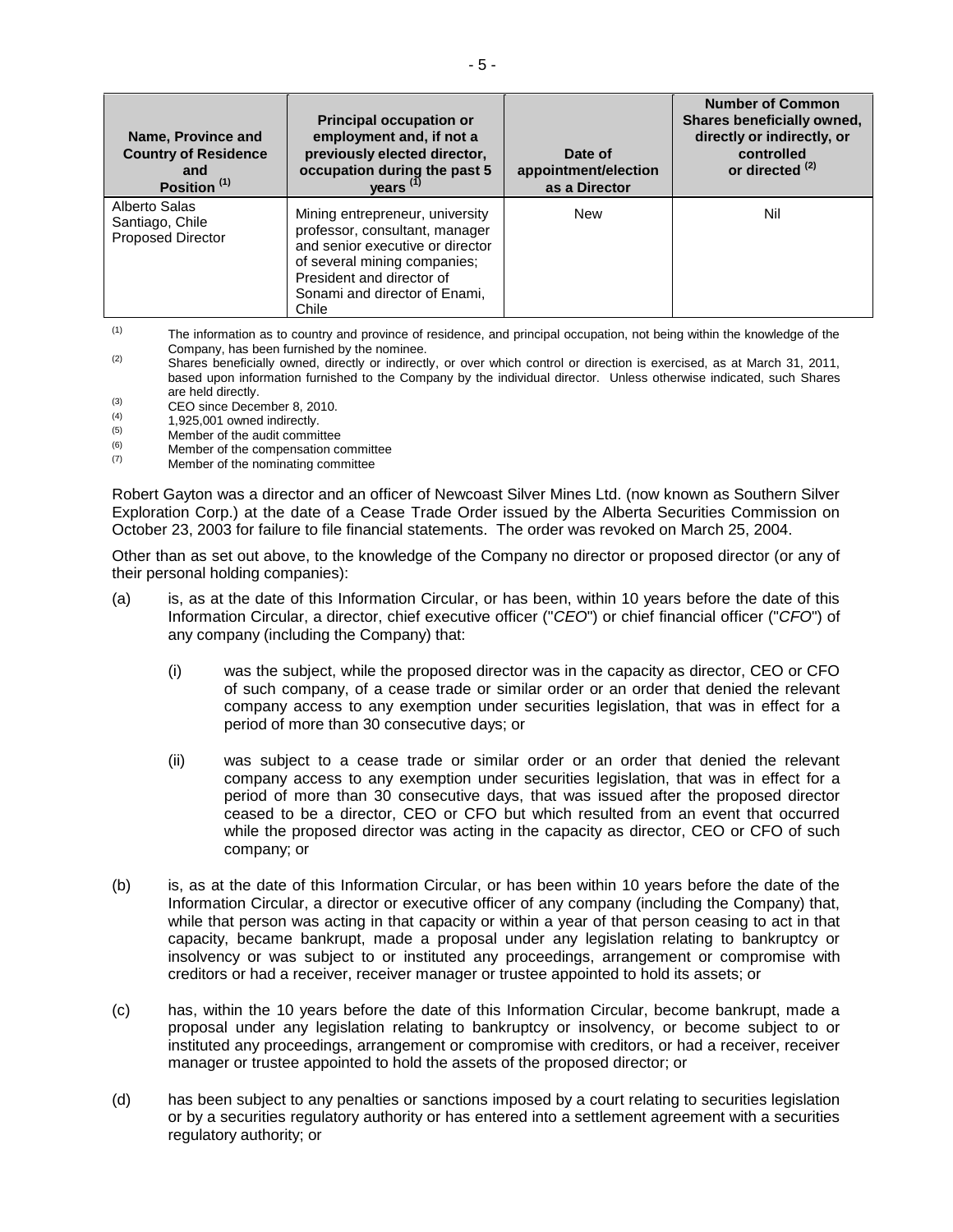| Name, Province and Country of Residence and Position [(1)] | Principal occupation or employment and, if not a previously elected director, occupation during the past 5 years [(1)] | Date of appointment/election as a Director | Number of Common Shares beneficially owned, directly or indirectly, or controlled or directed [(2)] |
|---|---|---|---|
| Alberto Salas<br>Santiago, Chile<br>Proposed Director | Mining entrepreneur, university professor, consultant, manager and senior executive or director of several mining companies; President and director of Sonami and director of Enami, Chile | New | Nil |

(1) The information as to country and province of residence, and principal occupation, not being within the knowledge of the Company, has been furnished by the nominee.

(2) Shares beneficially owned, directly or indirectly, or over which control or direction is exercised, as at March 31, 2011, based upon information furnished to the Company by the individual director. Unless otherwise indicated, such Shares are held directly.

(3) CEO since December 8, 2010.

(4) 1,925,001 owned indirectly.

(5) Member of the audit committee

(6) Member of the compensation committee

(7) Member of the nominating committee

Robert Gayton was a director and an officer of Newcoast Silver Mines Ltd. (now known as Southern Silver Exploration Corp.) at the date of a Cease Trade Order issued by the Alberta Securities Commission on October 23, 2003 for failure to file financial statements. The order was revoked on March 25, 2004.

Other than as set out above, to the knowledge of the Company no director or proposed director (or any of their personal holding companies):

(a) is, as at the date of this Information Circular, or has been, within 10 years before the date of this Information Circular, a director, chief executive officer ("*CEO*") or chief financial officer ("*CFO*") of any company (including the Company) that:

  (i) was the subject, while the proposed director was in the capacity as director, CEO or CFO of such company, of a cease trade or similar order or an order that denied the relevant company access to any exemption under securities legislation, that was in effect for a period of more than 30 consecutive days; or

  (ii) was subject to a cease trade or similar order or an order that denied the relevant company access to any exemption under securities legislation, that was in effect for a period of more than 30 consecutive days, that was issued after the proposed director ceased to be a director, CEO or CFO but which resulted from an event that occurred while the proposed director was acting in the capacity as director, CEO or CFO of such company; or

(b) is, as at the date of this Information Circular, or has been within 10 years before the date of the Information Circular, a director or executive officer of any company (including the Company) that, while that person was acting in that capacity or within a year of that person ceasing to act in that capacity, became bankrupt, made a proposal under any legislation relating to bankruptcy or insolvency or was subject to or instituted any proceedings, arrangement or compromise with creditors or had a receiver, receiver manager or trustee appointed to hold its assets; or

(c) has, within the 10 years before the date of this Information Circular, become bankrupt, made a proposal under any legislation relating to bankruptcy or insolvency, or become subject to or instituted any proceedings, arrangement or compromise with creditors, or had a receiver, receiver manager or trustee appointed to hold the assets of the proposed director; or

(d) has been subject to any penalties or sanctions imposed by a court relating to securities legislation or by a securities regulatory authority or has entered into a settlement agreement with a securities regulatory authority; or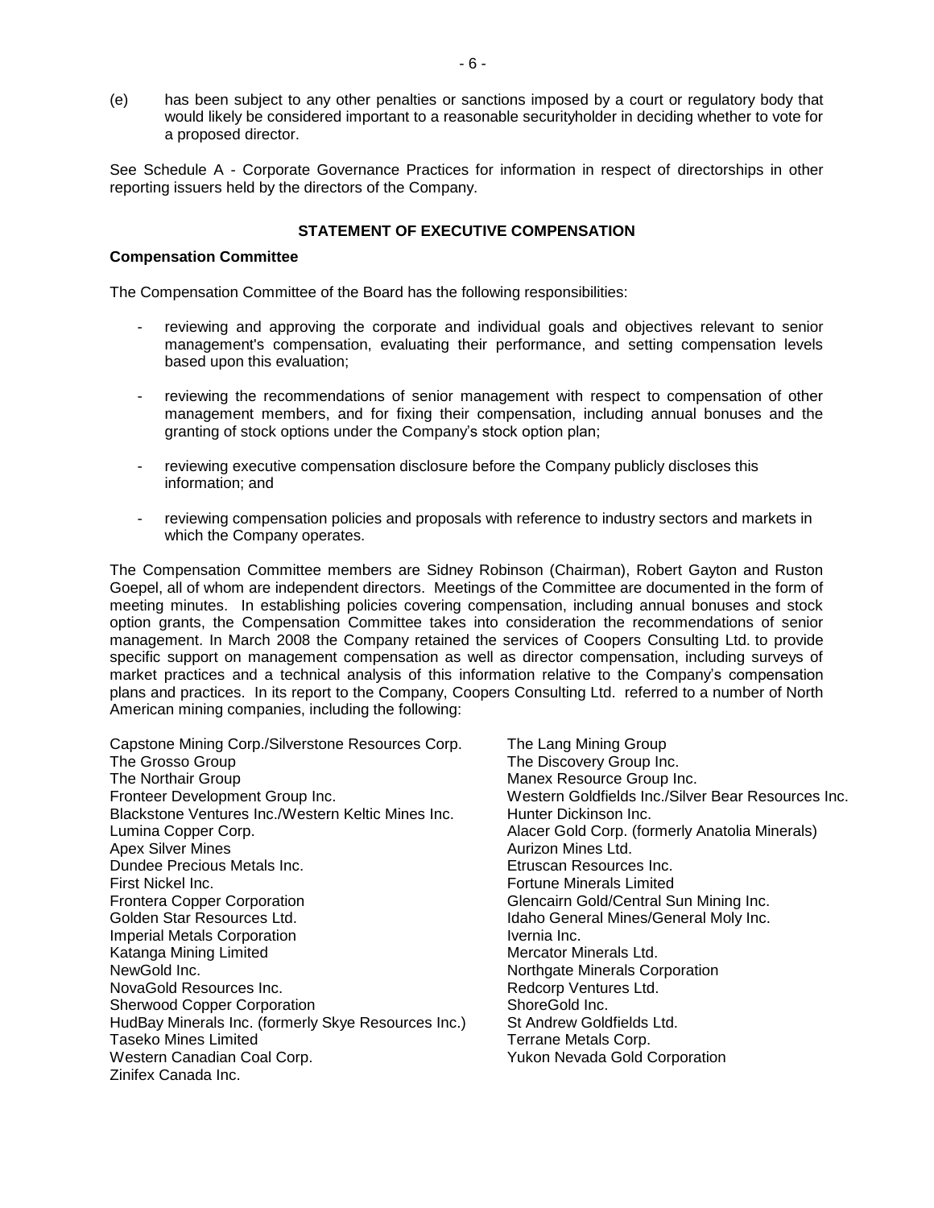(e) has been subject to any other penalties or sanctions imposed by a court or regulatory body that would likely be considered important to a reasonable securityholder in deciding whether to vote for a proposed director.

See Schedule A - Corporate Governance Practices for information in respect of directorships in other reporting issuers held by the directors of the Company.

## STATEMENT OF EXECUTIVE COMPENSATION

**Compensation Committee**

The Compensation Committee of the Board has the following responsibilities:

- reviewing and approving the corporate and individual goals and objectives relevant to senior management's compensation, evaluating their performance, and setting compensation levels based upon this evaluation;
- reviewing the recommendations of senior management with respect to compensation of other management members, and for fixing their compensation, including annual bonuses and the granting of stock options under the Company's stock option plan;
- reviewing executive compensation disclosure before the Company publicly discloses this information; and
- reviewing compensation policies and proposals with reference to industry sectors and markets in which the Company operates.

The Compensation Committee members are Sidney Robinson (Chairman), Robert Gayton and Ruston Goepel, all of whom are independent directors. Meetings of the Committee are documented in the form of meeting minutes. In establishing policies covering compensation, including annual bonuses and stock option grants, the Compensation Committee takes into consideration the recommendations of senior management. In March 2008 the Company retained the services of Coopers Consulting Ltd. to provide specific support on management compensation as well as director compensation, including surveys of market practices and a technical analysis of this information relative to the Company's compensation plans and practices. In its report to the Company, Coopers Consulting Ltd. referred to a number of North American mining companies, including the following:

Capstone Mining Corp./Silverstone Resources Corp.
The Grosso Group
The Northair Group
Fronteer Development Group Inc.
Blackstone Ventures Inc./Western Keltic Mines Inc.
Lumina Copper Corp.
Apex Silver Mines
Dundee Precious Metals Inc.
First Nickel Inc.
Frontera Copper Corporation
Golden Star Resources Ltd.
Imperial Metals Corporation
Katanga Mining Limited
NewGold Inc.
NovaGold Resources Inc.
Sherwood Copper Corporation
HudBay Minerals Inc. (formerly Skye Resources Inc.)
Taseko Mines Limited
Western Canadian Coal Corp.
Zinifex Canada Inc.
The Lang Mining Group
The Discovery Group Inc.
Manex Resource Group Inc.
Western Goldfields Inc./Silver Bear Resources Inc.
Hunter Dickinson Inc.
Alacer Gold Corp. (formerly Anatolia Minerals)
Aurizon Mines Ltd.
Etruscan Resources Inc.
Fortune Minerals Limited
Glencairn Gold/Central Sun Mining Inc.
Idaho General Mines/General Moly Inc.
Ivernia Inc.
Mercator Minerals Ltd.
Northgate Minerals Corporation
Redcorp Ventures Ltd.
ShoreGold Inc.
St Andrew Goldfields Ltd.
Terrane Metals Corp.
Yukon Nevada Gold Corporation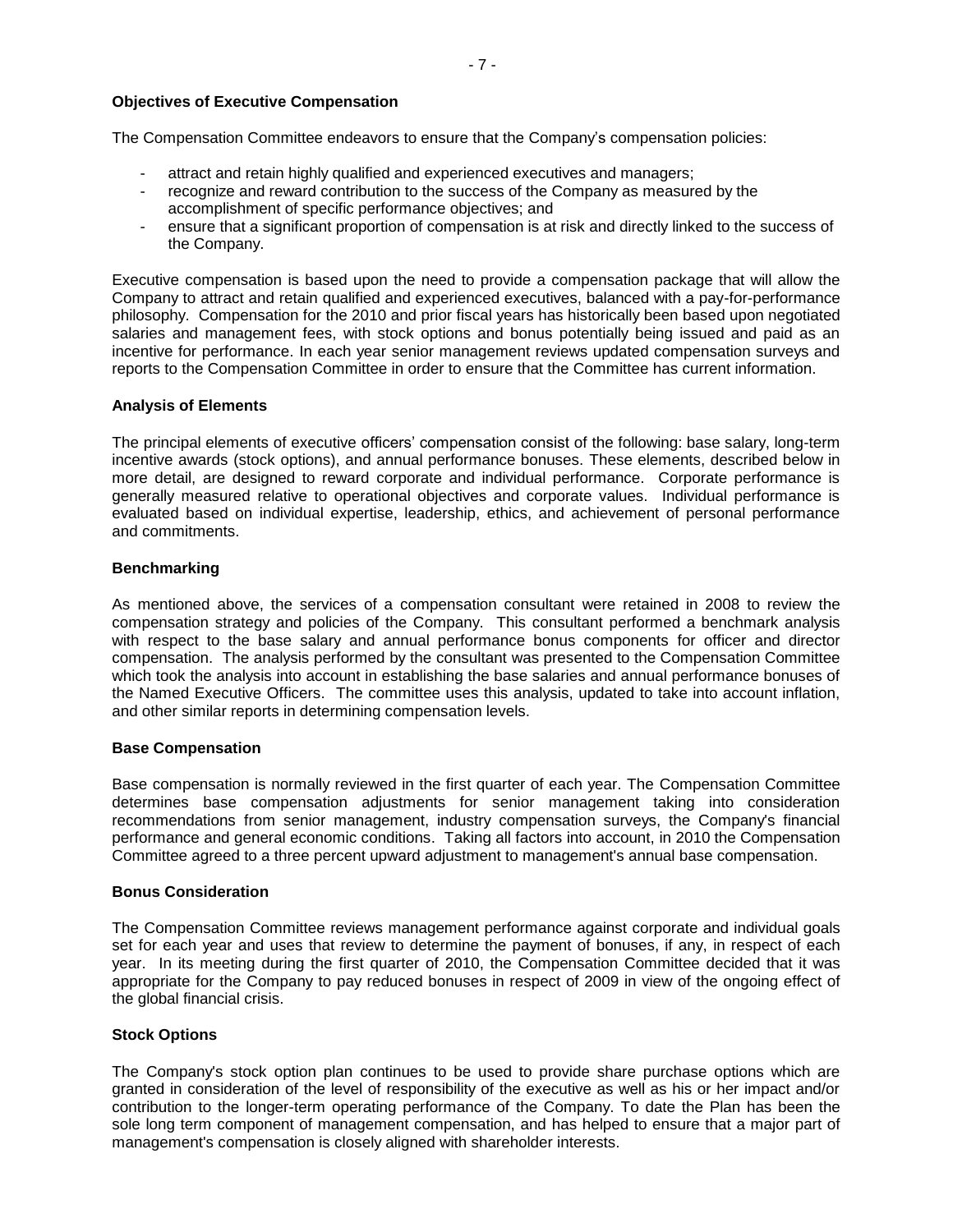**Objectives of Executive Compensation**

The Compensation Committee endeavors to ensure that the Company's compensation policies:

- attract and retain highly qualified and experienced executives and managers;
- recognize and reward contribution to the success of the Company as measured by the accomplishment of specific performance objectives; and
- ensure that a significant proportion of compensation is at risk and directly linked to the success of the Company.

Executive compensation is based upon the need to provide a compensation package that will allow the Company to attract and retain qualified and experienced executives, balanced with a pay-for-performance philosophy. Compensation for the 2010 and prior fiscal years has historically been based upon negotiated salaries and management fees, with stock options and bonus potentially being issued and paid as an incentive for performance. In each year senior management reviews updated compensation surveys and reports to the Compensation Committee in order to ensure that the Committee has current information.

**Analysis of Elements**

The principal elements of executive officers' compensation consist of the following: base salary, long-term incentive awards (stock options), and annual performance bonuses. These elements, described below in more detail, are designed to reward corporate and individual performance. Corporate performance is generally measured relative to operational objectives and corporate values. Individual performance is evaluated based on individual expertise, leadership, ethics, and achievement of personal performance and commitments.

**Benchmarking**

As mentioned above, the services of a compensation consultant were retained in 2008 to review the compensation strategy and policies of the Company. This consultant performed a benchmark analysis with respect to the base salary and annual performance bonus components for officer and director compensation. The analysis performed by the consultant was presented to the Compensation Committee which took the analysis into account in establishing the base salaries and annual performance bonuses of the Named Executive Officers. The committee uses this analysis, updated to take into account inflation, and other similar reports in determining compensation levels.

**Base Compensation**

Base compensation is normally reviewed in the first quarter of each year. The Compensation Committee determines base compensation adjustments for senior management taking into consideration recommendations from senior management, industry compensation surveys, the Company's financial performance and general economic conditions. Taking all factors into account, in 2010 the Compensation Committee agreed to a three percent upward adjustment to management's annual base compensation.

**Bonus Consideration**

The Compensation Committee reviews management performance against corporate and individual goals set for each year and uses that review to determine the payment of bonuses, if any, in respect of each year. In its meeting during the first quarter of 2010, the Compensation Committee decided that it was appropriate for the Company to pay reduced bonuses in respect of 2009 in view of the ongoing effect of the global financial crisis.

**Stock Options**

The Company's stock option plan continues to be used to provide share purchase options which are granted in consideration of the level of responsibility of the executive as well as his or her impact and/or contribution to the longer-term operating performance of the Company. To date the Plan has been the sole long term component of management compensation, and has helped to ensure that a major part of management's compensation is closely aligned with shareholder interests.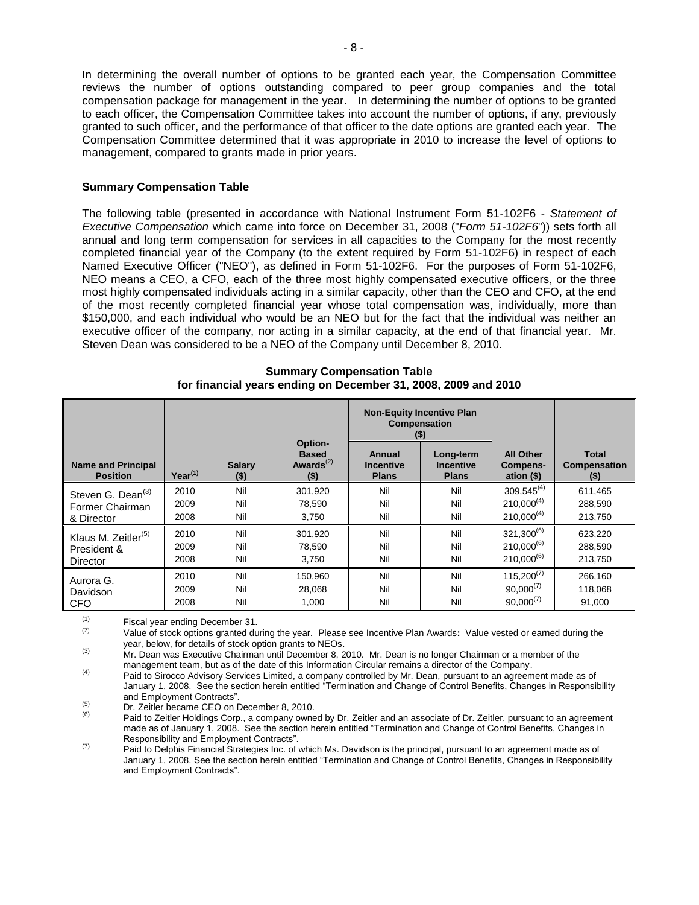In determining the overall number of options to be granted each year, the Compensation Committee reviews the number of options outstanding compared to peer group companies and the total compensation package for management in the year. In determining the number of options to be granted to each officer, the Compensation Committee takes into account the number of options, if any, previously granted to such officer, and the performance of that officer to the date options are granted each year. The Compensation Committee determined that it was appropriate in 2010 to increase the level of options to management, compared to grants made in prior years.

**Summary Compensation Table**

The following table (presented in accordance with National Instrument Form 51-102F6 - *Statement of Executive Compensation* which came into force on December 31, 2008 ("*Form 51-102F6*")) sets forth all annual and long term compensation for services in all capacities to the Company for the most recently completed financial year of the Company (to the extent required by Form 51-102F6) in respect of each Named Executive Officer ("NEO"), as defined in Form 51-102F6. For the purposes of Form 51-102F6, NEO means a CEO, a CFO, each of the three most highly compensated executive officers, or the three most highly compensated individuals acting in a similar capacity, other than the CEO and CFO, at the end of the most recently completed financial year whose total compensation was, individually, more than $150,000, and each individual who would be an NEO but for the fact that the individual was neither an executive officer of the company, nor acting in a similar capacity, at the end of that financial year. Mr. Steven Dean was considered to be a NEO of the Company until December 8, 2010.

**Summary Compensation Table**
**for financial years ending on December 31, 2008, 2009 and 2010**

| | | | | Non-Equity Incentive Plan Compensation ($) | | | |
|---|---|---|---|---|---|---|---|
| **Name and Principal Position** | **Year[(1)]** | **Salary ($)** | **Option-Based Awards[(2)] ($)** | **Annual Incentive Plans** | **Long-term Incentive Plans** | **All Other Compens-ation ($)** | **Total Compensation ($)** |
| Steven G. Dean[(3)] Former Chairman & Director | 2010 | Nil | 301,920 | Nil | Nil | 309,545[(4)] | 611,465 |
| | 2009 | Nil | 78,590 | Nil | Nil | 210,000[(4)] | 288,590 |
| | 2008 | Nil | 3,750 | Nil | Nil | 210,000[(4)] | 213,750 |
| Klaus M. Zeitler[(5)] President & Director | 2010 | Nil | 301,920 | Nil | Nil | 321,300[(6)] | 623,220 |
| | 2009 | Nil | 78,590 | Nil | Nil | 210,000[(6)] | 288,590 |
| | 2008 | Nil | 3,750 | Nil | Nil | 210,000[(6)] | 213,750 |
| Aurora G. Davidson CFO | 2010 | Nil | 150,960 | Nil | Nil | 115,200[(7)] | 266,160 |
| | 2009 | Nil | 28,068 | Nil | Nil | 90,000[(7)] | 118,068 |
| | 2008 | Nil | 1,000 | Nil | Nil | 90,000[(7)] | 91,000 |

(1) Fiscal year ending December 31.

(2) Value of stock options granted during the year. Please see Incentive Plan Awards**:** Value vested or earned during the year, below, for details of stock option grants to NEOs.

(3) Mr. Dean was Executive Chairman until December 8, 2010. Mr. Dean is no longer Chairman or a member of the management team, but as of the date of this Information Circular remains a director of the Company.

(4) Paid to Sirocco Advisory Services Limited, a company controlled by Mr. Dean, pursuant to an agreement made as of January 1, 2008. See the section herein entitled "Termination and Change of Control Benefits, Changes in Responsibility and Employment Contracts".

(5) Dr. Zeitler became CEO on December 8, 2010.

(6) Paid to Zeitler Holdings Corp., a company owned by Dr. Zeitler and an associate of Dr. Zeitler, pursuant to an agreement made as of January 1, 2008. See the section herein entitled "Termination and Change of Control Benefits, Changes in Responsibility and Employment Contracts".

(7) Paid to Delphis Financial Strategies Inc. of which Ms. Davidson is the principal, pursuant to an agreement made as of January 1, 2008. See the section herein entitled "Termination and Change of Control Benefits, Changes in Responsibility and Employment Contracts".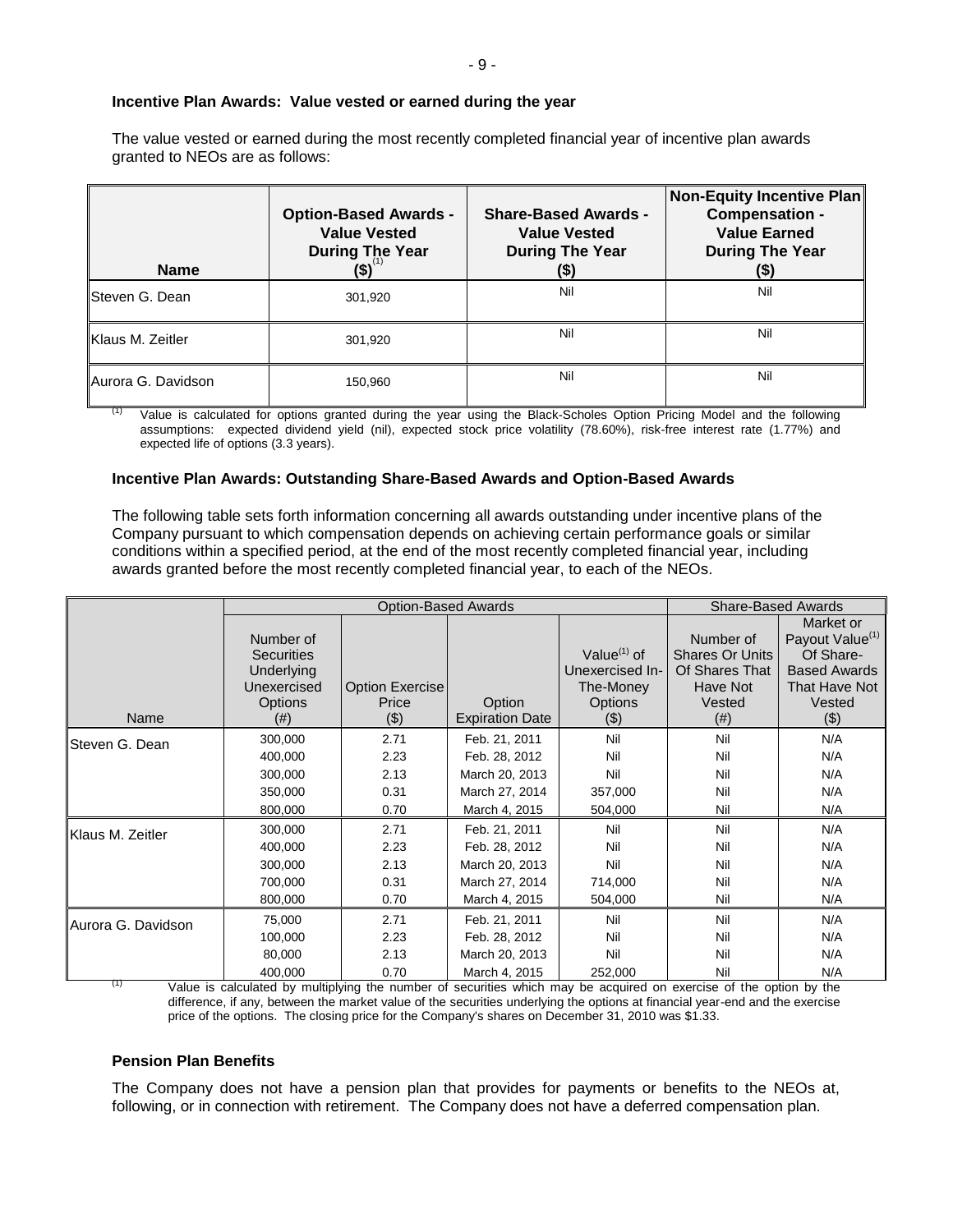### Incentive Plan Awards: Value vested or earned during the year

The value vested or earned during the most recently completed financial year of incentive plan awards granted to NEOs are as follows:

| Name | Option-Based Awards - Value Vested During The Year ($)[(1)] | Share-Based Awards - Value Vested During The Year ($) | Non-Equity Incentive Plan Compensation - Value Earned During The Year ($) |
|---|---|---|---|
| Steven G. Dean | 301,920 | Nil | Nil |
| Klaus M. Zeitler | 301,920 | Nil | Nil |
| Aurora G. Davidson | 150,960 | Nil | Nil |

(1) Value is calculated for options granted during the year using the Black-Scholes Option Pricing Model and the following assumptions: expected dividend yield (nil), expected stock price volatility (78.60%), risk-free interest rate (1.77%) and expected life of options (3.3 years).

### Incentive Plan Awards: Outstanding Share-Based Awards and Option-Based Awards

The following table sets forth information concerning all awards outstanding under incentive plans of the Company pursuant to which compensation depends on achieving certain performance goals or similar conditions within a specified period, at the end of the most recently completed financial year, including awards granted before the most recently completed financial year, to each of the NEOs.

| | Option-Based Awards | | | | Share-Based Awards | |
|---|---|---|---|---|---|---|
| Name | Number of Securities Underlying Unexercised Options (#) | Option Exercise Price ($) | Option Expiration Date | Value[(1)] of Unexercised In-The-Money Options ($) | Number of Shares Or Units Of Shares That Have Not Vested (#) | Market or Payout Value[(1)] Of Share-Based Awards That Have Not Vested ($) |
| Steven G. Dean | 300,000 | 2.71 | Feb. 21, 2011 | Nil | Nil | N/A |
| | 400,000 | 2.23 | Feb. 28, 2012 | Nil | Nil | N/A |
| | 300,000 | 2.13 | March 20, 2013 | Nil | Nil | N/A |
| | 350,000 | 0.31 | March 27, 2014 | 357,000 | Nil | N/A |
| | 800,000 | 0.70 | March 4, 2015 | 504,000 | Nil | N/A |
| Klaus M. Zeitler | 300,000 | 2.71 | Feb. 21, 2011 | Nil | Nil | N/A |
| | 400,000 | 2.23 | Feb. 28, 2012 | Nil | Nil | N/A |
| | 300,000 | 2.13 | March 20, 2013 | Nil | Nil | N/A |
| | 700,000 | 0.31 | March 27, 2014 | 714,000 | Nil | N/A |
| | 800,000 | 0.70 | March 4, 2015 | 504,000 | Nil | N/A |
| Aurora G. Davidson | 75,000 | 2.71 | Feb. 21, 2011 | Nil | Nil | N/A |
| | 100,000 | 2.23 | Feb. 28, 2012 | Nil | Nil | N/A |
| | 80,000 | 2.13 | March 20, 2013 | Nil | Nil | N/A |
| | 400,000 | 0.70 | March 4, 2015 | 252,000 | Nil | N/A |

(1) Value is calculated by multiplying the number of securities which may be acquired on exercise of the option by the difference, if any, between the market value of the securities underlying the options at financial year-end and the exercise price of the options. The closing price for the Company's shares on December 31, 2010 was $1.33.

### Pension Plan Benefits

The Company does not have a pension plan that provides for payments or benefits to the NEOs at, following, or in connection with retirement. The Company does not have a deferred compensation plan.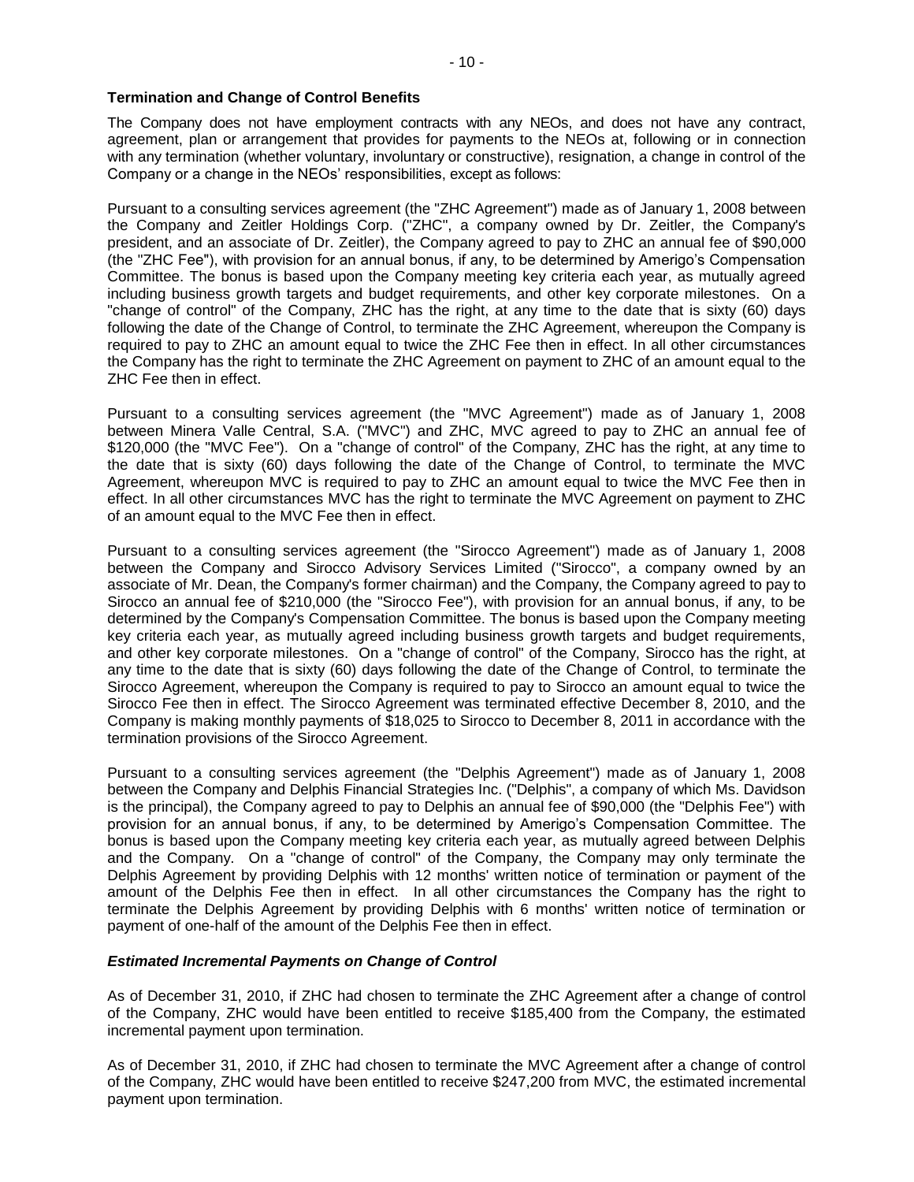### Termination and Change of Control Benefits

The Company does not have employment contracts with any NEOs, and does not have any contract, agreement, plan or arrangement that provides for payments to the NEOs at, following or in connection with any termination (whether voluntary, involuntary or constructive), resignation, a change in control of the Company or a change in the NEOs' responsibilities, except as follows:

Pursuant to a consulting services agreement (the "ZHC Agreement") made as of January 1, 2008 between the Company and Zeitler Holdings Corp. ("ZHC", a company owned by Dr. Zeitler, the Company's president, and an associate of Dr. Zeitler), the Company agreed to pay to ZHC an annual fee of $90,000 (the "ZHC Fee"), with provision for an annual bonus, if any, to be determined by Amerigo's Compensation Committee. The bonus is based upon the Company meeting key criteria each year, as mutually agreed including business growth targets and budget requirements, and other key corporate milestones. On a "change of control" of the Company, ZHC has the right, at any time to the date that is sixty (60) days following the date of the Change of Control, to terminate the ZHC Agreement, whereupon the Company is required to pay to ZHC an amount equal to twice the ZHC Fee then in effect. In all other circumstances the Company has the right to terminate the ZHC Agreement on payment to ZHC of an amount equal to the ZHC Fee then in effect.

Pursuant to a consulting services agreement (the "MVC Agreement") made as of January 1, 2008 between Minera Valle Central, S.A. ("MVC") and ZHC, MVC agreed to pay to ZHC an annual fee of $120,000 (the "MVC Fee"). On a "change of control" of the Company, ZHC has the right, at any time to the date that is sixty (60) days following the date of the Change of Control, to terminate the MVC Agreement, whereupon MVC is required to pay to ZHC an amount equal to twice the MVC Fee then in effect. In all other circumstances MVC has the right to terminate the MVC Agreement on payment to ZHC of an amount equal to the MVC Fee then in effect.

Pursuant to a consulting services agreement (the "Sirocco Agreement") made as of January 1, 2008 between the Company and Sirocco Advisory Services Limited ("Sirocco", a company owned by an associate of Mr. Dean, the Company's former chairman) and the Company, the Company agreed to pay to Sirocco an annual fee of $210,000 (the "Sirocco Fee"), with provision for an annual bonus, if any, to be determined by the Company's Compensation Committee. The bonus is based upon the Company meeting key criteria each year, as mutually agreed including business growth targets and budget requirements, and other key corporate milestones. On a "change of control" of the Company, Sirocco has the right, at any time to the date that is sixty (60) days following the date of the Change of Control, to terminate the Sirocco Agreement, whereupon the Company is required to pay to Sirocco an amount equal to twice the Sirocco Fee then in effect. The Sirocco Agreement was terminated effective December 8, 2010, and the Company is making monthly payments of $18,025 to Sirocco to December 8, 2011 in accordance with the termination provisions of the Sirocco Agreement.

Pursuant to a consulting services agreement (the "Delphis Agreement") made as of January 1, 2008 between the Company and Delphis Financial Strategies Inc. ("Delphis", a company of which Ms. Davidson is the principal), the Company agreed to pay to Delphis an annual fee of $90,000 (the "Delphis Fee") with provision for an annual bonus, if any, to be determined by Amerigo's Compensation Committee. The bonus is based upon the Company meeting key criteria each year, as mutually agreed between Delphis and the Company. On a "change of control" of the Company, the Company may only terminate the Delphis Agreement by providing Delphis with 12 months' written notice of termination or payment of the amount of the Delphis Fee then in effect. In all other circumstances the Company has the right to terminate the Delphis Agreement by providing Delphis with 6 months' written notice of termination or payment of one-half of the amount of the Delphis Fee then in effect.

#### *Estimated Incremental Payments on Change of Control*

As of December 31, 2010, if ZHC had chosen to terminate the ZHC Agreement after a change of control of the Company, ZHC would have been entitled to receive $185,400 from the Company, the estimated incremental payment upon termination.

As of December 31, 2010, if ZHC had chosen to terminate the MVC Agreement after a change of control of the Company, ZHC would have been entitled to receive $247,200 from MVC, the estimated incremental payment upon termination.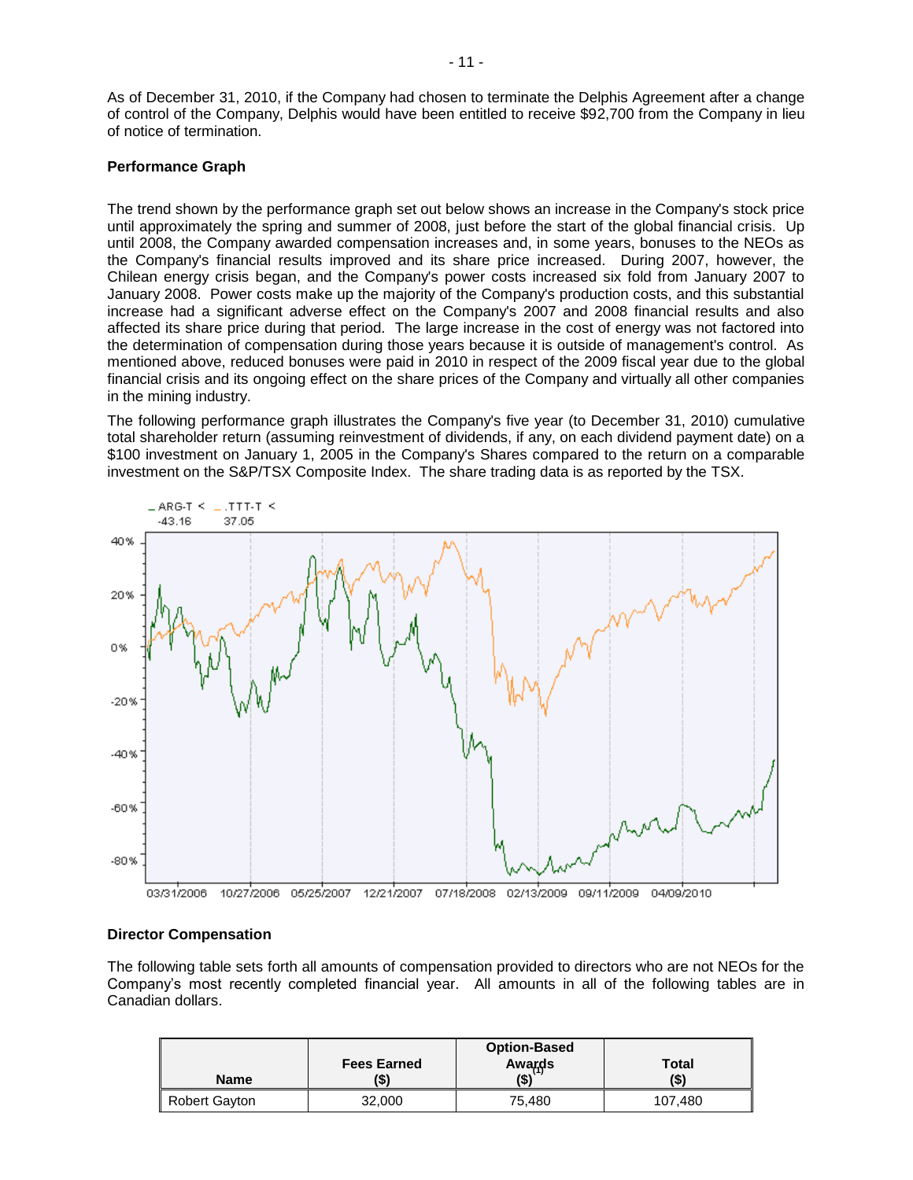As of December 31, 2010, if the Company had chosen to terminate the Delphis Agreement after a change of control of the Company, Delphis would have been entitled to receive $92,700 from the Company in lieu of notice of termination.

**Performance Graph**

The trend shown by the performance graph set out below shows an increase in the Company's stock price until approximately the spring and summer of 2008, just before the start of the global financial crisis. Up until 2008, the Company awarded compensation increases and, in some years, bonuses to the NEOs as the Company's financial results improved and its share price increased. During 2007, however, the Chilean energy crisis began, and the Company's power costs increased six fold from January 2007 to January 2008. Power costs make up the majority of the Company's production costs, and this substantial increase had a significant adverse effect on the Company's 2007 and 2008 financial results and also affected its share price during that period. The large increase in the cost of energy was not factored into the determination of compensation during those years because it is outside of management's control. As mentioned above, reduced bonuses were paid in 2010 in respect of the 2009 fiscal year due to the global financial crisis and its ongoing effect on the share prices of the Company and virtually all other companies in the mining industry.

The following performance graph illustrates the Company's five year (to December 31, 2010) cumulative total shareholder return (assuming reinvestment of dividends, if any, on each dividend payment date) on a $100 investment on January 1, 2005 in the Company's Shares compared to the return on a comparable investment on the S&P/TSX Composite Index. The share trading data is as reported by the TSX.

**Director Compensation**

The following table sets forth all amounts of compensation provided to directors who are not NEOs for the Company's most recently completed financial year. All amounts in all of the following tables are in Canadian dollars.

| Name | Fees Earned ($) | Option-Based Awards[1] ($) | Total ($) |
|---|---|---|---|
| Robert Gayton | 32,000 | 75,480 | 107,480 |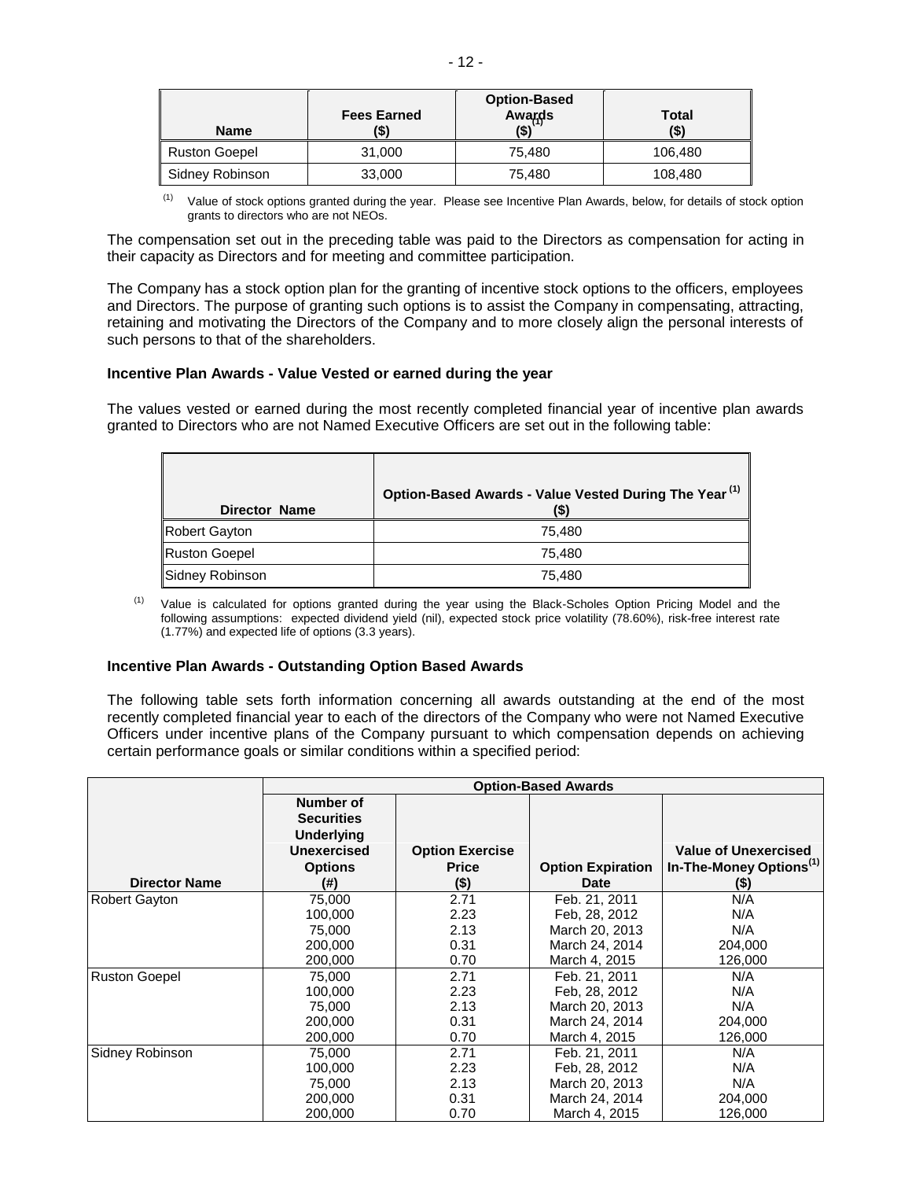| Name | Fees Earned ($) | Option-Based Awards ($)[(1)] | Total ($) |
| --- | --- | --- | --- |
| Ruston Goepel | 31,000 | 75,480 | 106,480 |
| Sidney Robinson | 33,000 | 75,480 | 108,480 |

(1) Value of stock options granted during the year. Please see Incentive Plan Awards, below, for details of stock option grants to directors who are not NEOs.

The compensation set out in the preceding table was paid to the Directors as compensation for acting in their capacity as Directors and for meeting and committee participation.

The Company has a stock option plan for the granting of incentive stock options to the officers, employees and Directors. The purpose of granting such options is to assist the Company in compensating, attracting, retaining and motivating the Directors of the Company and to more closely align the personal interests of such persons to that of the shareholders.

**Incentive Plan Awards - Value Vested or earned during the year**

The values vested or earned during the most recently completed financial year of incentive plan awards granted to Directors who are not Named Executive Officers are set out in the following table:

| Director Name | Option-Based Awards - Value Vested During The Year [(1)] ($) |
| --- | --- |
| Robert Gayton | 75,480 |
| Ruston Goepel | 75,480 |
| Sidney Robinson | 75,480 |

(1) Value is calculated for options granted during the year using the Black-Scholes Option Pricing Model and the following assumptions: expected dividend yield (nil), expected stock price volatility (78.60%), risk-free interest rate (1.77%) and expected life of options (3.3 years).

**Incentive Plan Awards - Outstanding Option Based Awards**

The following table sets forth information concerning all awards outstanding at the end of the most recently completed financial year to each of the directors of the Company who were not Named Executive Officers under incentive plans of the Company pursuant to which compensation depends on achieving certain performance goals or similar conditions within a specified period:

| | Option-Based Awards | | | |
| --- | --- | --- | --- | --- |
| Director Name | Number of Securities Underlying Unexercised Options (#) | Option Exercise Price ($) | Option Expiration Date | Value of Unexercised In-The-Money Options[(1)] ($) |
| Robert Gayton | 75,000 | 2.71 | Feb. 21, 2011 | N/A |
| | 100,000 | 2.23 | Feb, 28, 2012 | N/A |
| | 75,000 | 2.13 | March 20, 2013 | N/A |
| | 200,000 | 0.31 | March 24, 2014 | 204,000 |
| | 200,000 | 0.70 | March 4, 2015 | 126,000 |
| Ruston Goepel | 75,000 | 2.71 | Feb. 21, 2011 | N/A |
| | 100,000 | 2.23 | Feb, 28, 2012 | N/A |
| | 75,000 | 2.13 | March 20, 2013 | N/A |
| | 200,000 | 0.31 | March 24, 2014 | 204,000 |
| | 200,000 | 0.70 | March 4, 2015 | 126,000 |
| Sidney Robinson | 75,000 | 2.71 | Feb. 21, 2011 | N/A |
| | 100,000 | 2.23 | Feb, 28, 2012 | N/A |
| | 75,000 | 2.13 | March 20, 2013 | N/A |
| | 200,000 | 0.31 | March 24, 2014 | 204,000 |
| | 200,000 | 0.70 | March 4, 2015 | 126,000 |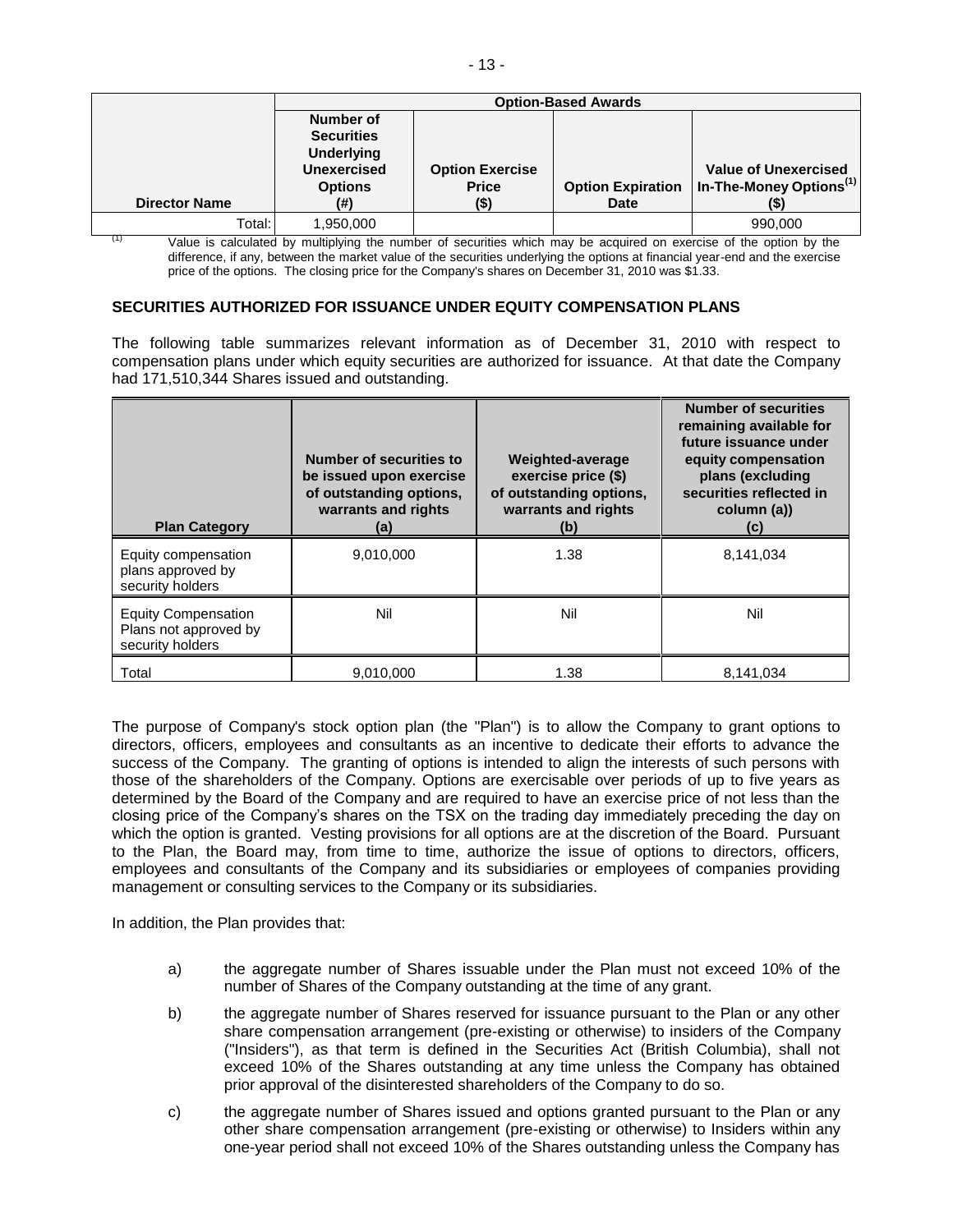| | Option-Based Awards | | | |
|---|---|---|---|---|
| **Director Name** | **Number of Securities Underlying Unexercised Options (#)** | **Option Exercise Price ($)** | **Option Expiration Date** | **Value of Unexercised In-The-Money Options[(1)] ($)** |
| Total: | 1,950,000 | | | 990,000 |

(1) Value is calculated by multiplying the number of securities which may be acquired on exercise of the option by the difference, if any, between the market value of the securities underlying the options at financial year-end and the exercise price of the options. The closing price for the Company's shares on December 31, 2010 was $1.33.

## SECURITIES AUTHORIZED FOR ISSUANCE UNDER EQUITY COMPENSATION PLANS

The following table summarizes relevant information as of December 31, 2010 with respect to compensation plans under which equity securities are authorized for issuance. At that date the Company had 171,510,344 Shares issued and outstanding.

| Plan Category | Number of securities to be issued upon exercise of outstanding options, warrants and rights (a) | Weighted-average exercise price ($) of outstanding options, warrants and rights (b) | Number of securities remaining available for future issuance under equity compensation plans (excluding securities reflected in column (a)) (c) |
|---|---|---|---|
| Equity compensation plans approved by security holders | 9,010,000 | 1.38 | 8,141,034 |
| Equity Compensation Plans not approved by security holders | Nil | Nil | Nil |
| Total | 9,010,000 | 1.38 | 8,141,034 |

The purpose of Company's stock option plan (the "Plan") is to allow the Company to grant options to directors, officers, employees and consultants as an incentive to dedicate their efforts to advance the success of the Company. The granting of options is intended to align the interests of such persons with those of the shareholders of the Company. Options are exercisable over periods of up to five years as determined by the Board of the Company and are required to have an exercise price of not less than the closing price of the Company's shares on the TSX on the trading day immediately preceding the day on which the option is granted. Vesting provisions for all options are at the discretion of the Board. Pursuant to the Plan, the Board may, from time to time, authorize the issue of options to directors, officers, employees and consultants of the Company and its subsidiaries or employees of companies providing management or consulting services to the Company or its subsidiaries.

In addition, the Plan provides that:

a) the aggregate number of Shares issuable under the Plan must not exceed 10% of the number of Shares of the Company outstanding at the time of any grant.

b) the aggregate number of Shares reserved for issuance pursuant to the Plan or any other share compensation arrangement (pre-existing or otherwise) to insiders of the Company ("Insiders"), as that term is defined in the Securities Act (British Columbia), shall not exceed 10% of the Shares outstanding at any time unless the Company has obtained prior approval of the disinterested shareholders of the Company to do so.

c) the aggregate number of Shares issued and options granted pursuant to the Plan or any other share compensation arrangement (pre-existing or otherwise) to Insiders within any one-year period shall not exceed 10% of the Shares outstanding unless the Company has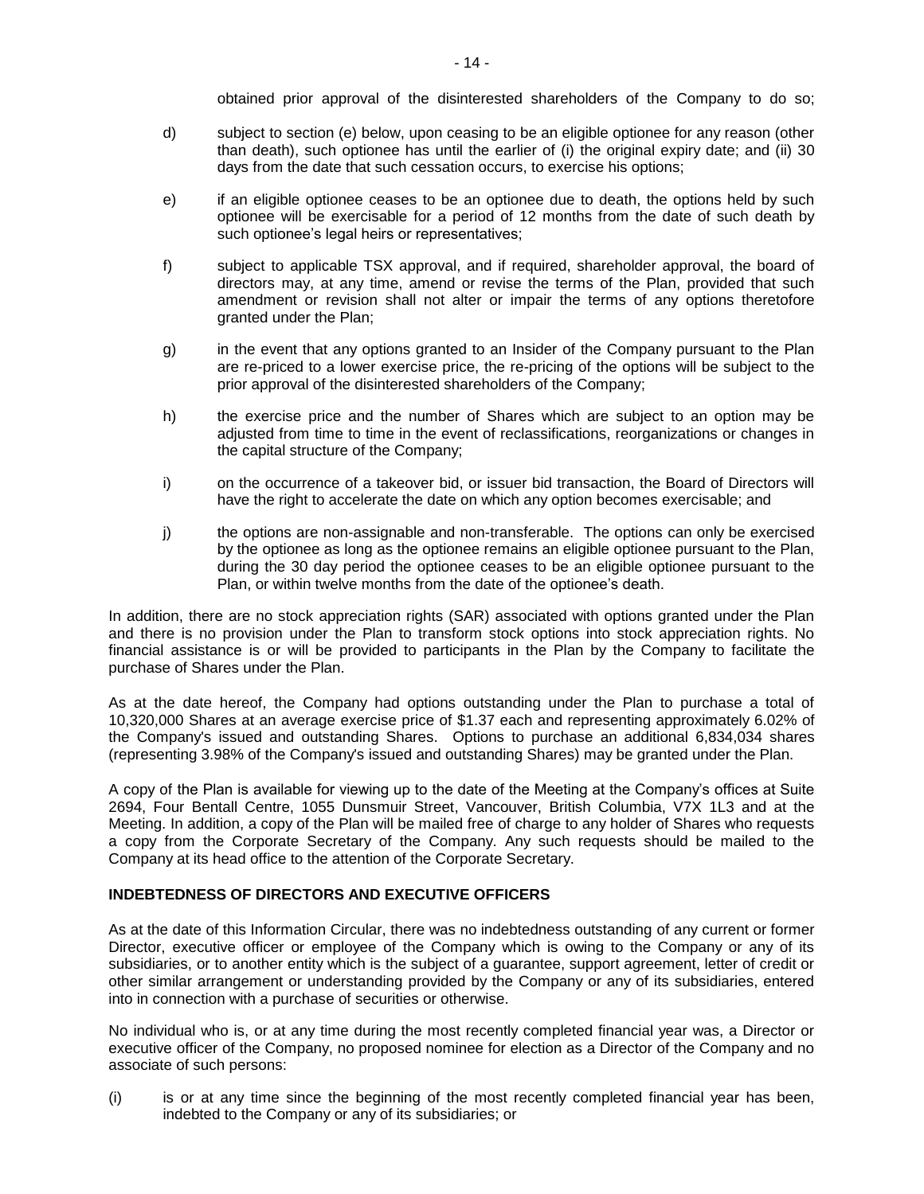obtained prior approval of the disinterested shareholders of the Company to do so;

d) subject to section (e) below, upon ceasing to be an eligible optionee for any reason (other than death), such optionee has until the earlier of (i) the original expiry date; and (ii) 30 days from the date that such cessation occurs, to exercise his options;

e) if an eligible optionee ceases to be an optionee due to death, the options held by such optionee will be exercisable for a period of 12 months from the date of such death by such optionee's legal heirs or representatives;

f) subject to applicable TSX approval, and if required, shareholder approval, the board of directors may, at any time, amend or revise the terms of the Plan, provided that such amendment or revision shall not alter or impair the terms of any options theretofore granted under the Plan;

g) in the event that any options granted to an Insider of the Company pursuant to the Plan are re-priced to a lower exercise price, the re-pricing of the options will be subject to the prior approval of the disinterested shareholders of the Company;

h) the exercise price and the number of Shares which are subject to an option may be adjusted from time to time in the event of reclassifications, reorganizations or changes in the capital structure of the Company;

i) on the occurrence of a takeover bid, or issuer bid transaction, the Board of Directors will have the right to accelerate the date on which any option becomes exercisable; and

j) the options are non-assignable and non-transferable. The options can only be exercised by the optionee as long as the optionee remains an eligible optionee pursuant to the Plan, during the 30 day period the optionee ceases to be an eligible optionee pursuant to the Plan, or within twelve months from the date of the optionee's death.

In addition, there are no stock appreciation rights (SAR) associated with options granted under the Plan and there is no provision under the Plan to transform stock options into stock appreciation rights. No financial assistance is or will be provided to participants in the Plan by the Company to facilitate the purchase of Shares under the Plan.

As at the date hereof, the Company had options outstanding under the Plan to purchase a total of 10,320,000 Shares at an average exercise price of $1.37 each and representing approximately 6.02% of the Company's issued and outstanding Shares. Options to purchase an additional 6,834,034 shares (representing 3.98% of the Company's issued and outstanding Shares) may be granted under the Plan.

A copy of the Plan is available for viewing up to the date of the Meeting at the Company's offices at Suite 2694, Four Bentall Centre, 1055 Dunsmuir Street, Vancouver, British Columbia, V7X 1L3 and at the Meeting. In addition, a copy of the Plan will be mailed free of charge to any holder of Shares who requests a copy from the Corporate Secretary of the Company. Any such requests should be mailed to the Company at its head office to the attention of the Corporate Secretary.

## INDEBTEDNESS OF DIRECTORS AND EXECUTIVE OFFICERS

As at the date of this Information Circular, there was no indebtedness outstanding of any current or former Director, executive officer or employee of the Company which is owing to the Company or any of its subsidiaries, or to another entity which is the subject of a guarantee, support agreement, letter of credit or other similar arrangement or understanding provided by the Company or any of its subsidiaries, entered into in connection with a purchase of securities or otherwise.

No individual who is, or at any time during the most recently completed financial year was, a Director or executive officer of the Company, no proposed nominee for election as a Director of the Company and no associate of such persons:

(i) is or at any time since the beginning of the most recently completed financial year has been, indebted to the Company or any of its subsidiaries; or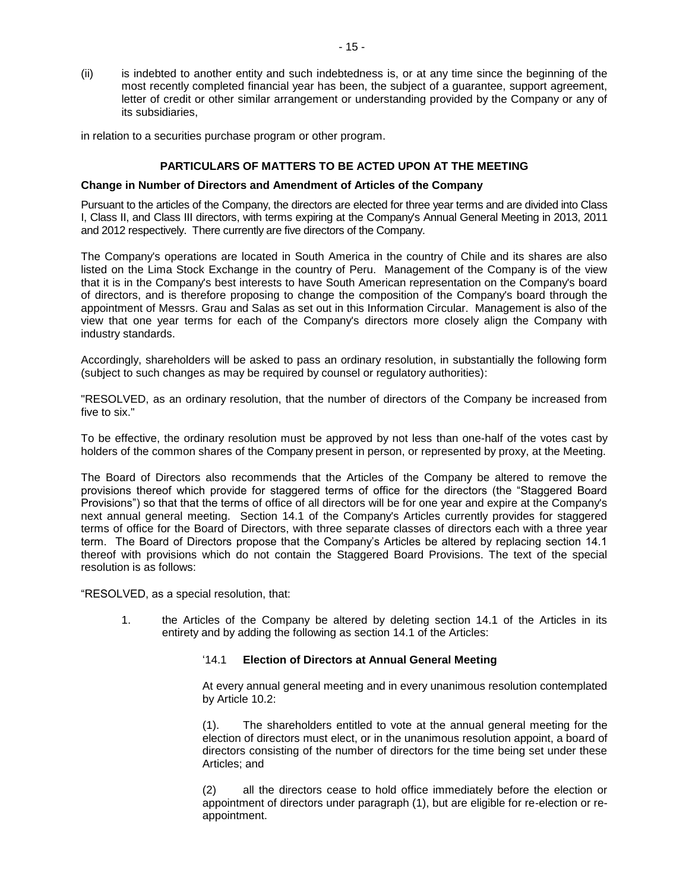(ii) is indebted to another entity and such indebtedness is, or at any time since the beginning of the most recently completed financial year has been, the subject of a guarantee, support agreement, letter of credit or other similar arrangement or understanding provided by the Company or any of its subsidiaries,

in relation to a securities purchase program or other program.

## PARTICULARS OF MATTERS TO BE ACTED UPON AT THE MEETING

### Change in Number of Directors and Amendment of Articles of the Company

Pursuant to the articles of the Company, the directors are elected for three year terms and are divided into Class I, Class II, and Class III directors, with terms expiring at the Company's Annual General Meeting in 2013, 2011 and 2012 respectively. There currently are five directors of the Company.

The Company's operations are located in South America in the country of Chile and its shares are also listed on the Lima Stock Exchange in the country of Peru. Management of the Company is of the view that it is in the Company's best interests to have South American representation on the Company's board of directors, and is therefore proposing to change the composition of the Company's board through the appointment of Messrs. Grau and Salas as set out in this Information Circular. Management is also of the view that one year terms for each of the Company's directors more closely align the Company with industry standards.

Accordingly, shareholders will be asked to pass an ordinary resolution, in substantially the following form (subject to such changes as may be required by counsel or regulatory authorities):

"RESOLVED, as an ordinary resolution, that the number of directors of the Company be increased from five to six."

To be effective, the ordinary resolution must be approved by not less than one-half of the votes cast by holders of the common shares of the Company present in person, or represented by proxy, at the Meeting.

The Board of Directors also recommends that the Articles of the Company be altered to remove the provisions thereof which provide for staggered terms of office for the directors (the "Staggered Board Provisions") so that that the terms of office of all directors will be for one year and expire at the Company's next annual general meeting. Section 14.1 of the Company's Articles currently provides for staggered terms of office for the Board of Directors, with three separate classes of directors each with a three year term. The Board of Directors propose that the Company's Articles be altered by replacing section 14.1 thereof with provisions which do not contain the Staggered Board Provisions. The text of the special resolution is as follows:

"RESOLVED, as a special resolution, that:

1. the Articles of the Company be altered by deleting section 14.1 of the Articles in its entirety and by adding the following as section 14.1 of the Articles:

   '14.1 **Election of Directors at Annual General Meeting**

   At every annual general meeting and in every unanimous resolution contemplated by Article 10.2:

   (1). The shareholders entitled to vote at the annual general meeting for the election of directors must elect, or in the unanimous resolution appoint, a board of directors consisting of the number of directors for the time being set under these Articles; and

   (2) all the directors cease to hold office immediately before the election or appointment of directors under paragraph (1), but are eligible for re-election or re-appointment.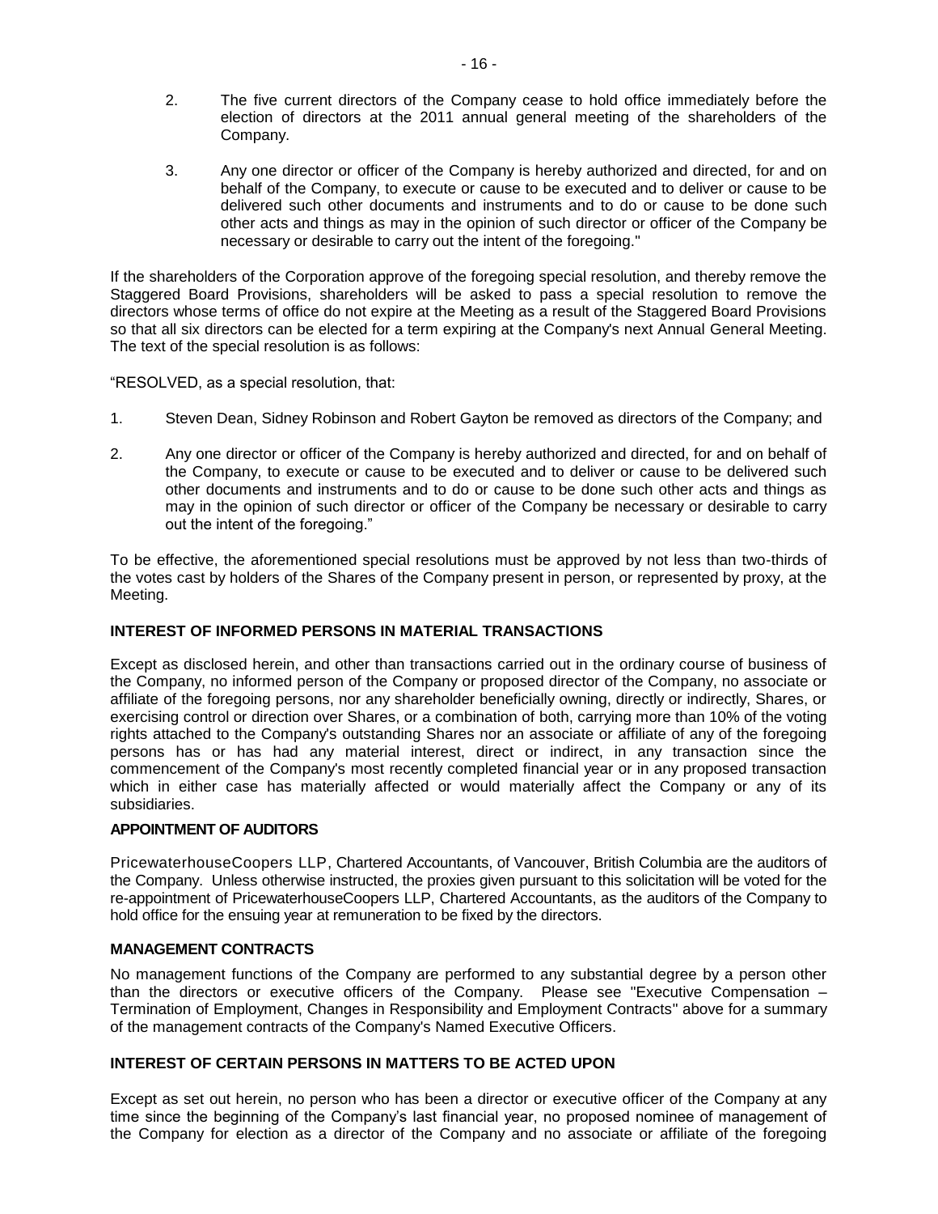2. The five current directors of the Company cease to hold office immediately before the election of directors at the 2011 annual general meeting of the shareholders of the Company.

3. Any one director or officer of the Company is hereby authorized and directed, for and on behalf of the Company, to execute or cause to be executed and to deliver or cause to be delivered such other documents and instruments and to do or cause to be done such other acts and things as may in the opinion of such director or officer of the Company be necessary or desirable to carry out the intent of the foregoing."

If the shareholders of the Corporation approve of the foregoing special resolution, and thereby remove the Staggered Board Provisions, shareholders will be asked to pass a special resolution to remove the directors whose terms of office do not expire at the Meeting as a result of the Staggered Board Provisions so that all six directors can be elected for a term expiring at the Company's next Annual General Meeting. The text of the special resolution is as follows:

"RESOLVED, as a special resolution, that:

1. Steven Dean, Sidney Robinson and Robert Gayton be removed as directors of the Company; and

2. Any one director or officer of the Company is hereby authorized and directed, for and on behalf of the Company, to execute or cause to be executed and to deliver or cause to be delivered such other documents and instruments and to do or cause to be done such other acts and things as may in the opinion of such director or officer of the Company be necessary or desirable to carry out the intent of the foregoing."

To be effective, the aforementioned special resolutions must be approved by not less than two-thirds of the votes cast by holders of the Shares of the Company present in person, or represented by proxy, at the Meeting.

## INTEREST OF INFORMED PERSONS IN MATERIAL TRANSACTIONS

Except as disclosed herein, and other than transactions carried out in the ordinary course of business of the Company, no informed person of the Company or proposed director of the Company, no associate or affiliate of the foregoing persons, nor any shareholder beneficially owning, directly or indirectly, Shares, or exercising control or direction over Shares, or a combination of both, carrying more than 10% of the voting rights attached to the Company's outstanding Shares nor an associate or affiliate of any of the foregoing persons has or has had any material interest, direct or indirect, in any transaction since the commencement of the Company's most recently completed financial year or in any proposed transaction which in either case has materially affected or would materially affect the Company or any of its subsidiaries.

## APPOINTMENT OF AUDITORS

PricewaterhouseCoopers LLP, Chartered Accountants, of Vancouver, British Columbia are the auditors of the Company. Unless otherwise instructed, the proxies given pursuant to this solicitation will be voted for the re-appointment of PricewaterhouseCoopers LLP, Chartered Accountants, as the auditors of the Company to hold office for the ensuing year at remuneration to be fixed by the directors.

## MANAGEMENT CONTRACTS

No management functions of the Company are performed to any substantial degree by a person other than the directors or executive officers of the Company. Please see "Executive Compensation – Termination of Employment, Changes in Responsibility and Employment Contracts" above for a summary of the management contracts of the Company's Named Executive Officers.

## INTEREST OF CERTAIN PERSONS IN MATTERS TO BE ACTED UPON

Except as set out herein, no person who has been a director or executive officer of the Company at any time since the beginning of the Company's last financial year, no proposed nominee of management of the Company for election as a director of the Company and no associate or affiliate of the foregoing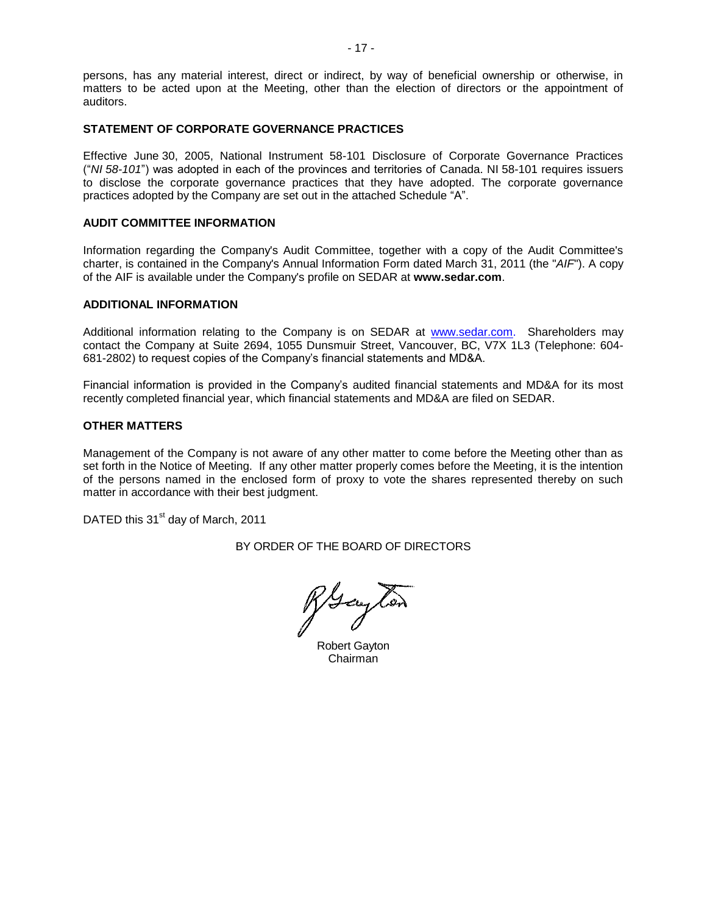persons, has any material interest, direct or indirect, by way of beneficial ownership or otherwise, in matters to be acted upon at the Meeting, other than the election of directors or the appointment of auditors.

## STATEMENT OF CORPORATE GOVERNANCE PRACTICES

Effective June 30, 2005, National Instrument 58-101 Disclosure of Corporate Governance Practices ("*NI 58-101*") was adopted in each of the provinces and territories of Canada. NI 58-101 requires issuers to disclose the corporate governance practices that they have adopted. The corporate governance practices adopted by the Company are set out in the attached Schedule "A".

## AUDIT COMMITTEE INFORMATION

Information regarding the Company's Audit Committee, together with a copy of the Audit Committee's charter, is contained in the Company's Annual Information Form dated March 31, 2011 (the "*AIF*"). A copy of the AIF is available under the Company's profile on SEDAR at **www.sedar.com**.

## ADDITIONAL INFORMATION

Additional information relating to the Company is on SEDAR at www.sedar.com. Shareholders may contact the Company at Suite 2694, 1055 Dunsmuir Street, Vancouver, BC, V7X 1L3 (Telephone: 604-681-2802) to request copies of the Company's financial statements and MD&A.

Financial information is provided in the Company's audited financial statements and MD&A for its most recently completed financial year, which financial statements and MD&A are filed on SEDAR.

## OTHER MATTERS

Management of the Company is not aware of any other matter to come before the Meeting other than as set forth in the Notice of Meeting. If any other matter properly comes before the Meeting, it is the intention of the persons named in the enclosed form of proxy to vote the shares represented thereby on such matter in accordance with their best judgment.

DATED this 31st day of March, 2011

BY ORDER OF THE BOARD OF DIRECTORS

Robert Gayton
Chairman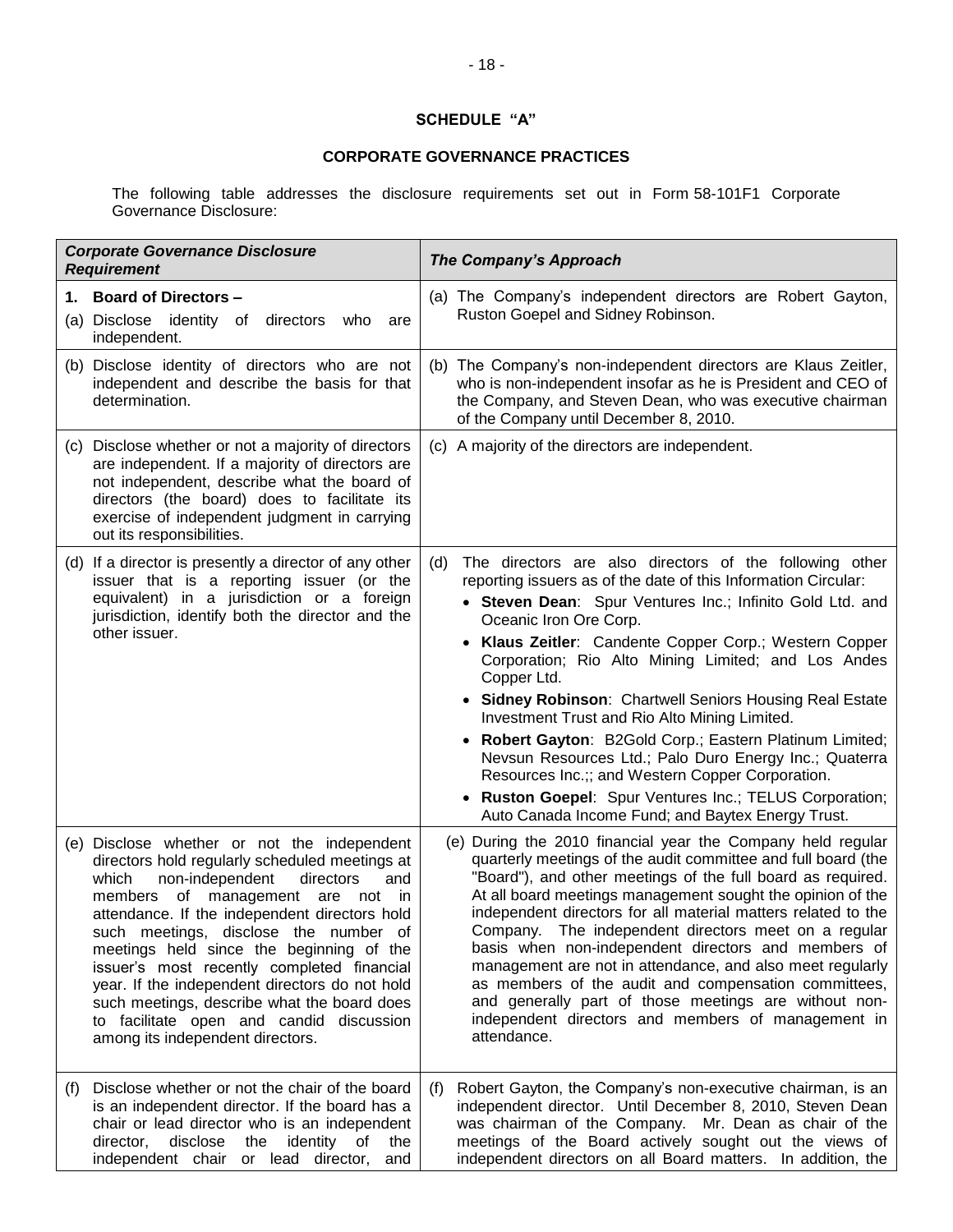## SCHEDULE "A"

## CORPORATE GOVERNANCE PRACTICES

The following table addresses the disclosure requirements set out in Form 58-101F1 Corporate Governance Disclosure:

| *Corporate Governance Disclosure Requirement* | *The Company's Approach* |
|---|---|
| **1. Board of Directors –**<br>(a) Disclose identity of directors who are independent. | (a) The Company's independent directors are Robert Gayton, Ruston Goepel and Sidney Robinson. |
| (b) Disclose identity of directors who are not independent and describe the basis for that determination. | (b) The Company's non-independent directors are Klaus Zeitler, who is non-independent insofar as he is President and CEO of the Company, and Steven Dean, who was executive chairman of the Company until December 8, 2010. |
| (c) Disclose whether or not a majority of directors are independent. If a majority of directors are not independent, describe what the board of directors (the board) does to facilitate its exercise of independent judgment in carrying out its responsibilities. | (c) A majority of the directors are independent. |
| (d) If a director is presently a director of any other issuer that is a reporting issuer (or the equivalent) in a jurisdiction or a foreign jurisdiction, identify both the director and the other issuer. | (d) The directors are also directors of the following other reporting issuers as of the date of this Information Circular:<br>• **Steven Dean**: Spur Ventures Inc.; Infinito Gold Ltd. and Oceanic Iron Ore Corp.<br>• **Klaus Zeitler**: Candente Copper Corp.; Western Copper Corporation; Rio Alto Mining Limited; and Los Andes Copper Ltd.<br>• **Sidney Robinson**: Chartwell Seniors Housing Real Estate Investment Trust and Rio Alto Mining Limited.<br>• **Robert Gayton**: B2Gold Corp.; Eastern Platinum Limited; Nevsun Resources Ltd.; Palo Duro Energy Inc.; Quaterra Resources Inc.;; and Western Copper Corporation.<br>• **Ruston Goepel**: Spur Ventures Inc.; TELUS Corporation; Auto Canada Income Fund; and Baytex Energy Trust. |
| (e) Disclose whether or not the independent directors hold regularly scheduled meetings at which non-independent directors and members of management are not in attendance. If the independent directors hold such meetings, disclose the number of meetings held since the beginning of the issuer's most recently completed financial year. If the independent directors do not hold such meetings, describe what the board does to facilitate open and candid discussion among its independent directors. | (e) During the 2010 financial year the Company held regular quarterly meetings of the audit committee and full board (the "Board"), and other meetings of the full board as required. At all board meetings management sought the opinion of the independent directors for all material matters related to the Company. The independent directors meet on a regular basis when non-independent directors and members of management are not in attendance, and also meet regularly as members of the audit and compensation committees, and generally part of those meetings are without non-independent directors and members of management in attendance. |
| (f) Disclose whether or not the chair of the board is an independent director. If the board has a chair or lead director who is an independent director, disclose the identity of the independent chair or lead director, and | (f) Robert Gayton, the Company's non-executive chairman, is an independent director. Until December 8, 2010, Steven Dean was chairman of the Company. Mr. Dean as chair of the meetings of the Board actively sought out the views of independent directors on all Board matters. In addition, the |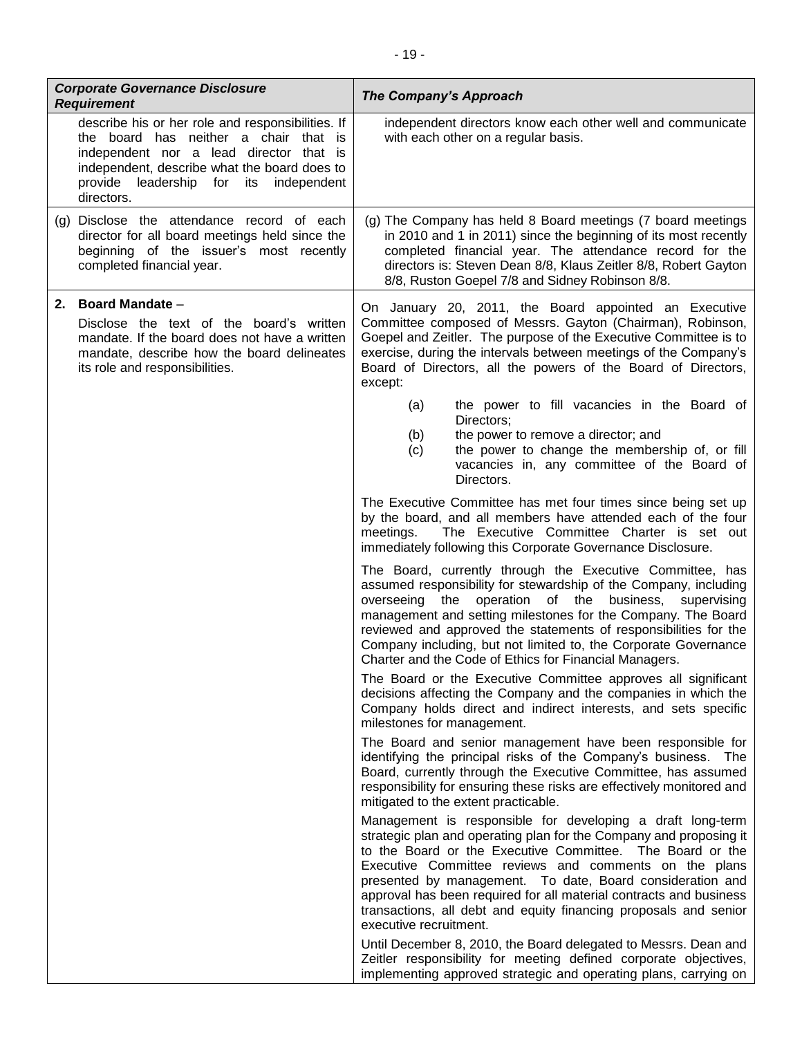| *Corporate Governance Disclosure Requirement* | *The Company's Approach* |
|---|---|
| describe his or her role and responsibilities. If the board has neither a chair that is independent nor a lead director that is independent, describe what the board does to provide leadership for its independent directors. | independent directors know each other well and communicate with each other on a regular basis. |
| (g) Disclose the attendance record of each director for all board meetings held since the beginning of the issuer's most recently completed financial year. | (g) The Company has held 8 Board meetings (7 board meetings in 2010 and 1 in 2011) since the beginning of its most recently completed financial year. The attendance record for the directors is: Steven Dean 8/8, Klaus Zeitler 8/8, Robert Gayton 8/8, Ruston Goepel 7/8 and Sidney Robinson 8/8. |
| **2. Board Mandate** – Disclose the text of the board's written mandate. If the board does not have a written mandate, describe how the board delineates its role and responsibilities. | On January 20, 2011, the Board appointed an Executive Committee composed of Messrs. Gayton (Chairman), Robinson, Goepel and Zeitler. The purpose of the Executive Committee is to exercise, during the intervals between meetings of the Company's Board of Directors, all the powers of the Board of Directors, except:<br>(a) the power to fill vacancies in the Board of Directors;<br>(b) the power to remove a director; and<br>(c) the power to change the membership of, or fill vacancies in, any committee of the Board of Directors.<br><br>The Executive Committee has met four times since being set up by the board, and all members have attended each of the four meetings. The Executive Committee Charter is set out immediately following this Corporate Governance Disclosure.<br><br>The Board, currently through the Executive Committee, has assumed responsibility for stewardship of the Company, including overseeing the operation of the business, supervising management and setting milestones for the Company. The Board reviewed and approved the statements of responsibilities for the Company including, but not limited to, the Corporate Governance Charter and the Code of Ethics for Financial Managers.<br><br>The Board or the Executive Committee approves all significant decisions affecting the Company and the companies in which the Company holds direct and indirect interests, and sets specific milestones for management.<br><br>The Board and senior management have been responsible for identifying the principal risks of the Company's business. The Board, currently through the Executive Committee, has assumed responsibility for ensuring these risks are effectively monitored and mitigated to the extent practicable.<br><br>Management is responsible for developing a draft long-term strategic plan and operating plan for the Company and proposing it to the Board or the Executive Committee. The Board or the Executive Committee reviews and comments on the plans presented by management. To date, Board consideration and approval has been required for all material contracts and business transactions, all debt and equity financing proposals and senior executive recruitment.<br><br>Until December 8, 2010, the Board delegated to Messrs. Dean and Zeitler responsibility for meeting defined corporate objectives, implementing approved strategic and operating plans, carrying on |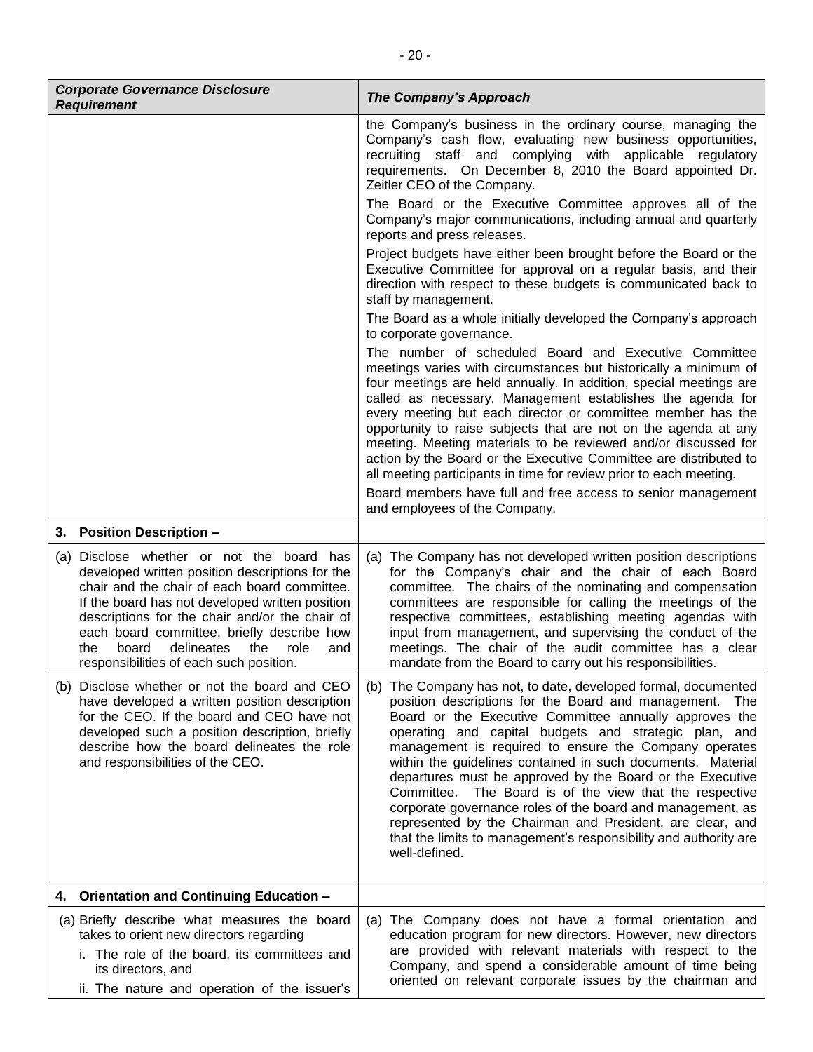| *Corporate Governance Disclosure Requirement* | *The Company's Approach* |
|---|---|
| | the Company's business in the ordinary course, managing the Company's cash flow, evaluating new business opportunities, recruiting staff and complying with applicable regulatory requirements. On December 8, 2010 the Board appointed Dr. Zeitler CEO of the Company.<br><br>The Board or the Executive Committee approves all of the Company's major communications, including annual and quarterly reports and press releases.<br><br>Project budgets have either been brought before the Board or the Executive Committee for approval on a regular basis, and their direction with respect to these budgets is communicated back to staff by management.<br><br>The Board as a whole initially developed the Company's approach to corporate governance.<br><br>The number of scheduled Board and Executive Committee meetings varies with circumstances but historically a minimum of four meetings are held annually. In addition, special meetings are called as necessary. Management establishes the agenda for every meeting but each director or committee member has the opportunity to raise subjects that are not on the agenda at any meeting. Meeting materials to be reviewed and/or discussed for action by the Board or the Executive Committee are distributed to all meeting participants in time for review prior to each meeting.<br><br>Board members have full and free access to senior management and employees of the Company. |
| **3. Position Description –** | |
| (a) Disclose whether or not the board has developed written position descriptions for the chair and the chair of each board committee. If the board has not developed written position descriptions for the chair and/or the chair of each board committee, briefly describe how the board delineates the role and responsibilities of each such position. | (a) The Company has not developed written position descriptions for the Company's chair and the chair of each Board committee. The chairs of the nominating and compensation committees are responsible for calling the meetings of the respective committees, establishing meeting agendas with input from management, and supervising the conduct of the meetings. The chair of the audit committee has a clear mandate from the Board to carry out his responsibilities. |
| (b) Disclose whether or not the board and CEO have developed a written position description for the CEO. If the board and CEO have not developed such a position description, briefly describe how the board delineates the role and responsibilities of the CEO. | (b) The Company has not, to date, developed formal, documented position descriptions for the Board and management. The Board or the Executive Committee annually approves the operating and capital budgets and strategic plan, and management is required to ensure the Company operates within the guidelines contained in such documents. Material departures must be approved by the Board or the Executive Committee. The Board is of the view that the respective corporate governance roles of the board and management, as represented by the Chairman and President, are clear, and that the limits to management's responsibility and authority are well-defined. |
| **4. Orientation and Continuing Education –** | |
| (a) Briefly describe what measures the board takes to orient new directors regarding<br>i. The role of the board, its committees and its directors, and<br>ii. The nature and operation of the issuer's | (a) The Company does not have a formal orientation and education program for new directors. However, new directors are provided with relevant materials with respect to the Company, and spend a considerable amount of time being oriented on relevant corporate issues by the chairman and |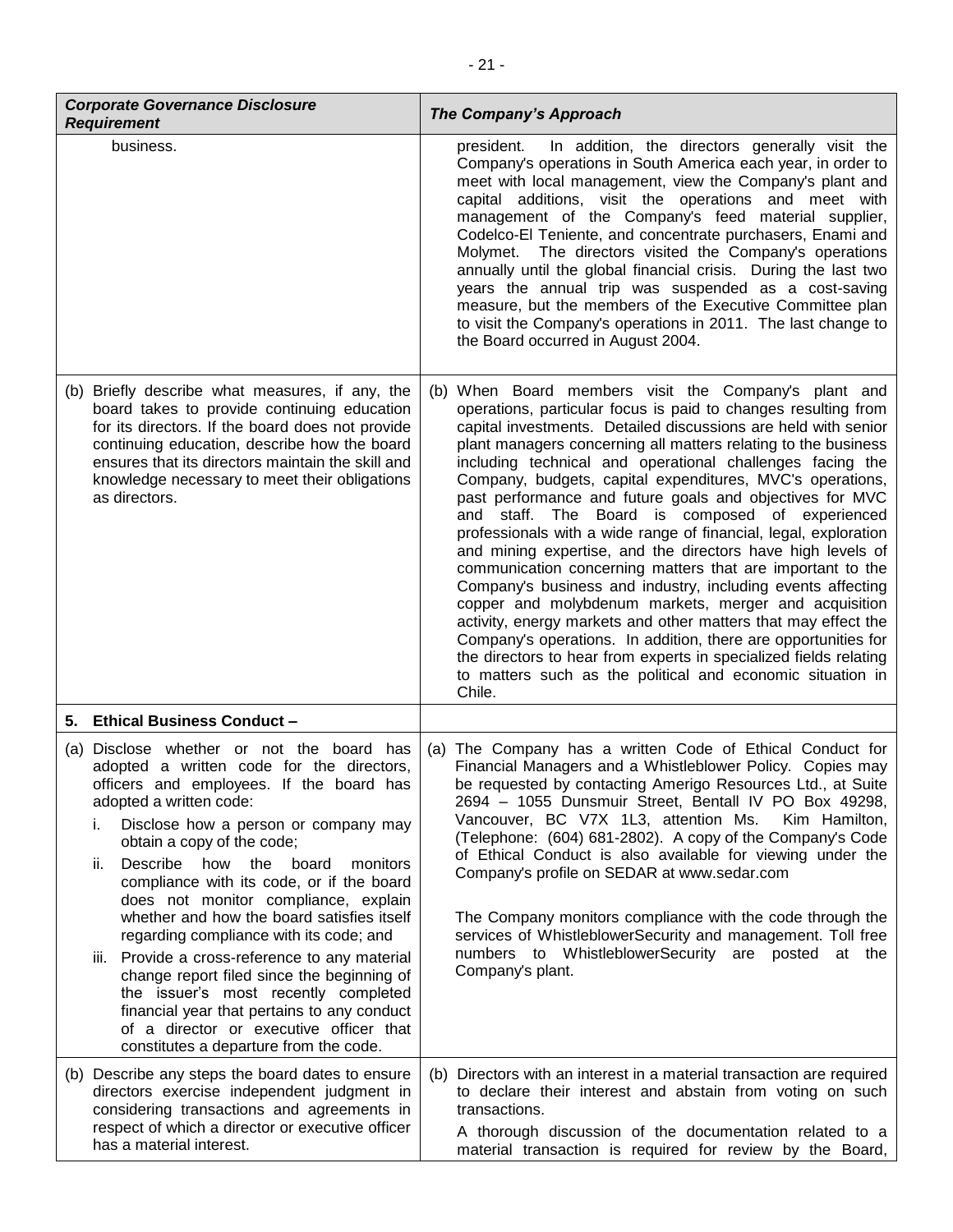| *Corporate Governance Disclosure Requirement* | *The Company's Approach* |
|---|---|
| business. | president. In addition, the directors generally visit the Company's operations in South America each year, in order to meet with local management, view the Company's plant and capital additions, visit the operations and meet with management of the Company's feed material supplier, Codelco-El Teniente, and concentrate purchasers, Enami and Molymet. The directors visited the Company's operations annually until the global financial crisis. During the last two years the annual trip was suspended as a cost-saving measure, but the members of the Executive Committee plan to visit the Company's operations in 2011. The last change to the Board occurred in August 2004. |
| (b) Briefly describe what measures, if any, the board takes to provide continuing education for its directors. If the board does not provide continuing education, describe how the board ensures that its directors maintain the skill and knowledge necessary to meet their obligations as directors. | (b) When Board members visit the Company's plant and operations, particular focus is paid to changes resulting from capital investments. Detailed discussions are held with senior plant managers concerning all matters relating to the business including technical and operational challenges facing the Company, budgets, capital expenditures, MVC's operations, past performance and future goals and objectives for MVC and staff. The Board is composed of experienced professionals with a wide range of financial, legal, exploration and mining expertise, and the directors have high levels of communication concerning matters that are important to the Company's business and industry, including events affecting copper and molybdenum markets, merger and acquisition activity, energy markets and other matters that may effect the Company's operations. In addition, there are opportunities for the directors to hear from experts in specialized fields relating to matters such as the political and economic situation in Chile. |
| **5. Ethical Business Conduct –** | |
| (a) Disclose whether or not the board has adopted a written code for the directors, officers and employees. If the board has adopted a written code:<br>i. Disclose how a person or company may obtain a copy of the code;<br>ii. Describe how the board monitors compliance with its code, or if the board does not monitor compliance, explain whether and how the board satisfies itself regarding compliance with its code; and<br>iii. Provide a cross-reference to any material change report filed since the beginning of the issuer's most recently completed financial year that pertains to any conduct of a director or executive officer that constitutes a departure from the code. | (a) The Company has a written Code of Ethical Conduct for Financial Managers and a Whistleblower Policy. Copies may be requested by contacting Amerigo Resources Ltd., at Suite 2694 – 1055 Dunsmuir Street, Bentall IV PO Box 49298, Vancouver, BC V7X 1L3, attention Ms. Kim Hamilton, (Telephone: (604) 681-2802). A copy of the Company's Code of Ethical Conduct is also available for viewing under the Company's profile on SEDAR at www.sedar.com<br><br>The Company monitors compliance with the code through the services of WhistleblowerSecurity and management. Toll free numbers to WhistleblowerSecurity are posted at the Company's plant. |
| (b) Describe any steps the board dates to ensure directors exercise independent judgment in considering transactions and agreements in respect of which a director or executive officer has a material interest. | (b) Directors with an interest in a material transaction are required to declare their interest and abstain from voting on such transactions.<br>A thorough discussion of the documentation related to a material transaction is required for review by the Board, |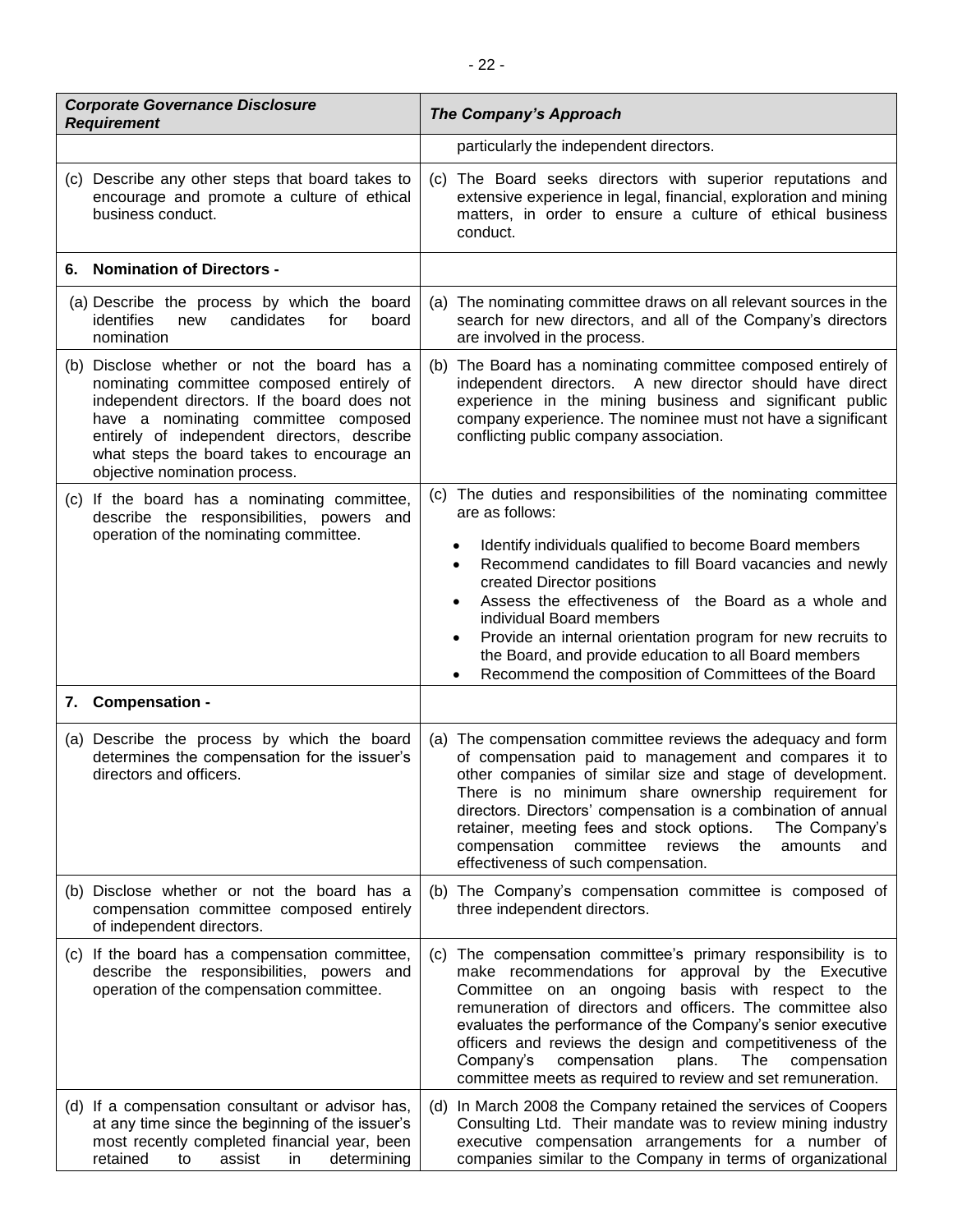| *Corporate Governance Disclosure Requirement* | *The Company's Approach* |
|---|---|
| | particularly the independent directors. |
| (c) Describe any other steps that board takes to encourage and promote a culture of ethical business conduct. | (c) The Board seeks directors with superior reputations and extensive experience in legal, financial, exploration and mining matters, in order to ensure a culture of ethical business conduct. |
| **6. Nomination of Directors -** | |
| (a) Describe the process by which the board identifies new candidates for board nomination | (a) The nominating committee draws on all relevant sources in the search for new directors, and all of the Company's directors are involved in the process. |
| (b) Disclose whether or not the board has a nominating committee composed entirely of independent directors. If the board does not have a nominating committee composed entirely of independent directors, describe what steps the board takes to encourage an objective nomination process. | (b) The Board has a nominating committee composed entirely of independent directors. A new director should have direct experience in the mining business and significant public company experience. The nominee must not have a significant conflicting public company association. |
| (c) If the board has a nominating committee, describe the responsibilities, powers and operation of the nominating committee. | (c) The duties and responsibilities of the nominating committee are as follows: <br>• Identify individuals qualified to become Board members <br>• Recommend candidates to fill Board vacancies and newly created Director positions <br>• Assess the effectiveness of the Board as a whole and individual Board members <br>• Provide an internal orientation program for new recruits to the Board, and provide education to all Board members <br>• Recommend the composition of Committees of the Board |
| **7. Compensation -** | |
| (a) Describe the process by which the board determines the compensation for the issuer's directors and officers. | (a) The compensation committee reviews the adequacy and form of compensation paid to management and compares it to other companies of similar size and stage of development. There is no minimum share ownership requirement for directors. Directors' compensation is a combination of annual retainer, meeting fees and stock options. The Company's compensation committee reviews the amounts and effectiveness of such compensation. |
| (b) Disclose whether or not the board has a compensation committee composed entirely of independent directors. | (b) The Company's compensation committee is composed of three independent directors. |
| (c) If the board has a compensation committee, describe the responsibilities, powers and operation of the compensation committee. | (c) The compensation committee's primary responsibility is to make recommendations for approval by the Executive Committee on an ongoing basis with respect to the remuneration of directors and officers. The committee also evaluates the performance of the Company's senior executive officers and reviews the design and competitiveness of the Company's compensation plans. The compensation committee meets as required to review and set remuneration. |
| (d) If a compensation consultant or advisor has, at any time since the beginning of the issuer's most recently completed financial year, been retained to assist in determining | (d) In March 2008 the Company retained the services of Coopers Consulting Ltd. Their mandate was to review mining industry executive compensation arrangements for a number of companies similar to the Company in terms of organizational |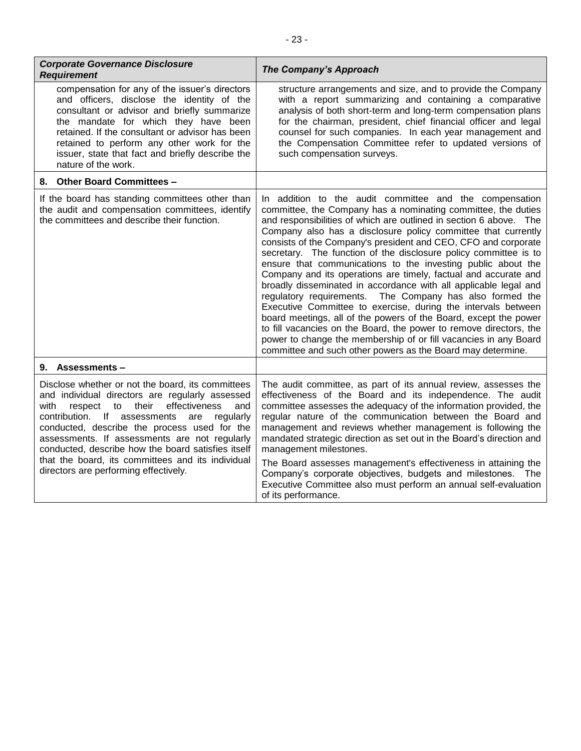| *Corporate Governance Disclosure Requirement* | *The Company's Approach* |
|---|---|
| compensation for any of the issuer's directors and officers, disclose the identity of the consultant or advisor and briefly summarize the mandate for which they have been retained. If the consultant or advisor has been retained to perform any other work for the issuer, state that fact and briefly describe the nature of the work. | structure arrangements and size, and to provide the Company with a report summarizing and containing a comparative analysis of both short-term and long-term compensation plans for the chairman, president, chief financial officer and legal counsel for such companies. In each year management and the Compensation Committee refer to updated versions of such compensation surveys. |
| **8. Other Board Committees –** | |
| If the board has standing committees other than the audit and compensation committees, identify the committees and describe their function. | In addition to the audit committee and the compensation committee, the Company has a nominating committee, the duties and responsibilities of which are outlined in section 6 above. The Company also has a disclosure policy committee that currently consists of the Company's president and CEO, CFO and corporate secretary. The function of the disclosure policy committee is to ensure that communications to the investing public about the Company and its operations are timely, factual and accurate and broadly disseminated in accordance with all applicable legal and regulatory requirements. The Company has also formed the Executive Committee to exercise, during the intervals between board meetings, all of the powers of the Board, except the power to fill vacancies on the Board, the power to remove directors, the power to change the membership of or fill vacancies in any Board committee and such other powers as the Board may determine. |
| **9. Assessments –** | |
| Disclose whether or not the board, its committees and individual directors are regularly assessed with respect to their effectiveness and contribution. If assessments are regularly conducted, describe the process used for the assessments. If assessments are not regularly conducted, describe how the board satisfies itself that the board, its committees and its individual directors are performing effectively. | The audit committee, as part of its annual review, assesses the effectiveness of the Board and its independence. The audit committee assesses the adequacy of the information provided, the regular nature of the communication between the Board and management and reviews whether management is following the mandated strategic direction as set out in the Board's direction and management milestones.<br><br>The Board assesses management's effectiveness in attaining the Company's corporate objectives, budgets and milestones. The Executive Committee also must perform an annual self-evaluation of its performance. |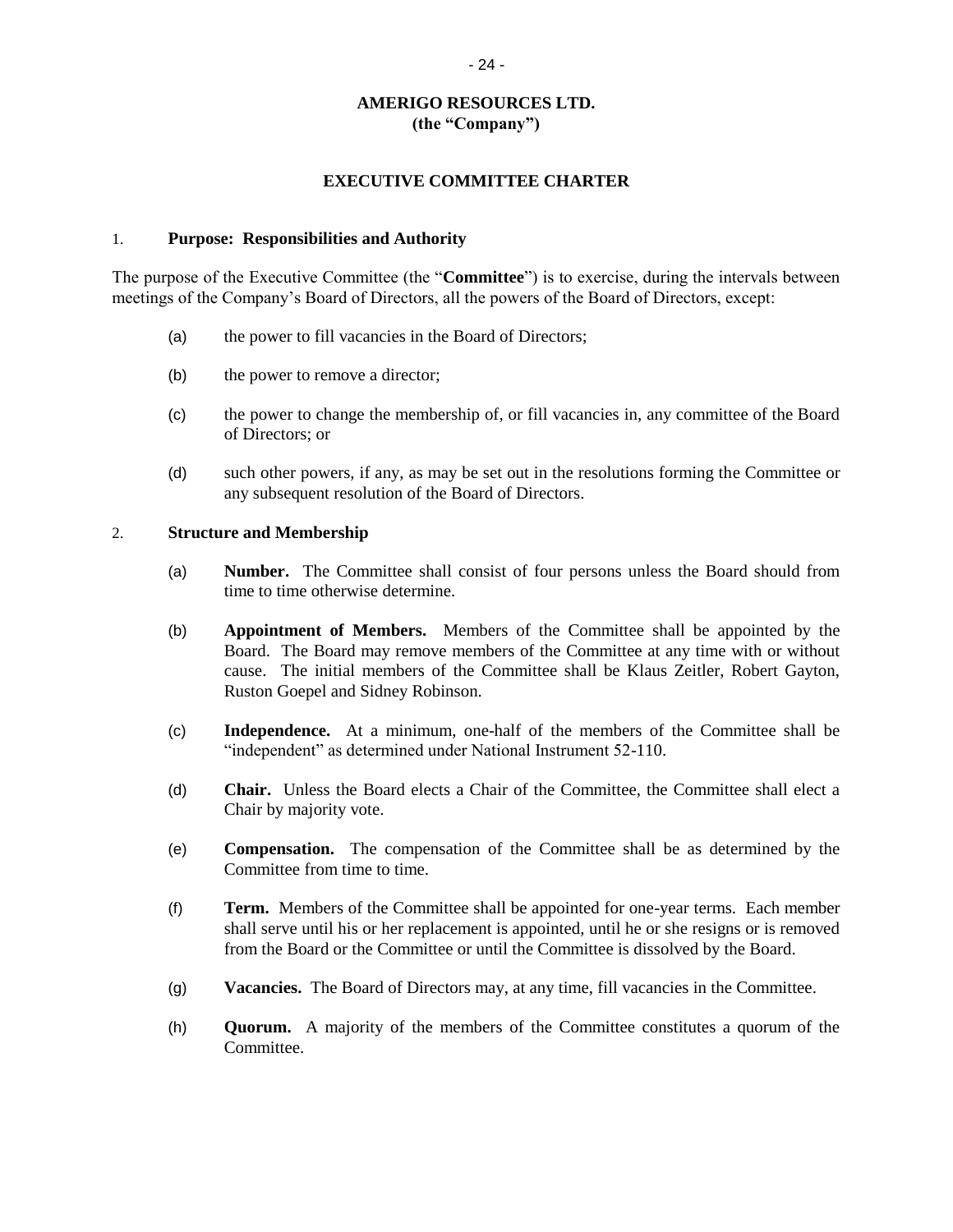**AMERIGO RESOURCES LTD.**
**(the "Company")**

## EXECUTIVE COMMITTEE CHARTER

### 1. Purpose: Responsibilities and Authority

The purpose of the Executive Committee (the "**Committee**") is to exercise, during the intervals between meetings of the Company's Board of Directors, all the powers of the Board of Directors, except:

(a) the power to fill vacancies in the Board of Directors;

(b) the power to remove a director;

(c) the power to change the membership of, or fill vacancies in, any committee of the Board of Directors; or

(d) such other powers, if any, as may be set out in the resolutions forming the Committee or any subsequent resolution of the Board of Directors.

### 2. Structure and Membership

(a) **Number.** The Committee shall consist of four persons unless the Board should from time to time otherwise determine.

(b) **Appointment of Members.** Members of the Committee shall be appointed by the Board. The Board may remove members of the Committee at any time with or without cause. The initial members of the Committee shall be Klaus Zeitler, Robert Gayton, Ruston Goepel and Sidney Robinson.

(c) **Independence.** At a minimum, one-half of the members of the Committee shall be "independent" as determined under National Instrument 52-110.

(d) **Chair.** Unless the Board elects a Chair of the Committee, the Committee shall elect a Chair by majority vote.

(e) **Compensation.** The compensation of the Committee shall be as determined by the Committee from time to time.

(f) **Term.** Members of the Committee shall be appointed for one-year terms. Each member shall serve until his or her replacement is appointed, until he or she resigns or is removed from the Board or the Committee or until the Committee is dissolved by the Board.

(g) **Vacancies.** The Board of Directors may, at any time, fill vacancies in the Committee.

(h) **Quorum.** A majority of the members of the Committee constitutes a quorum of the Committee.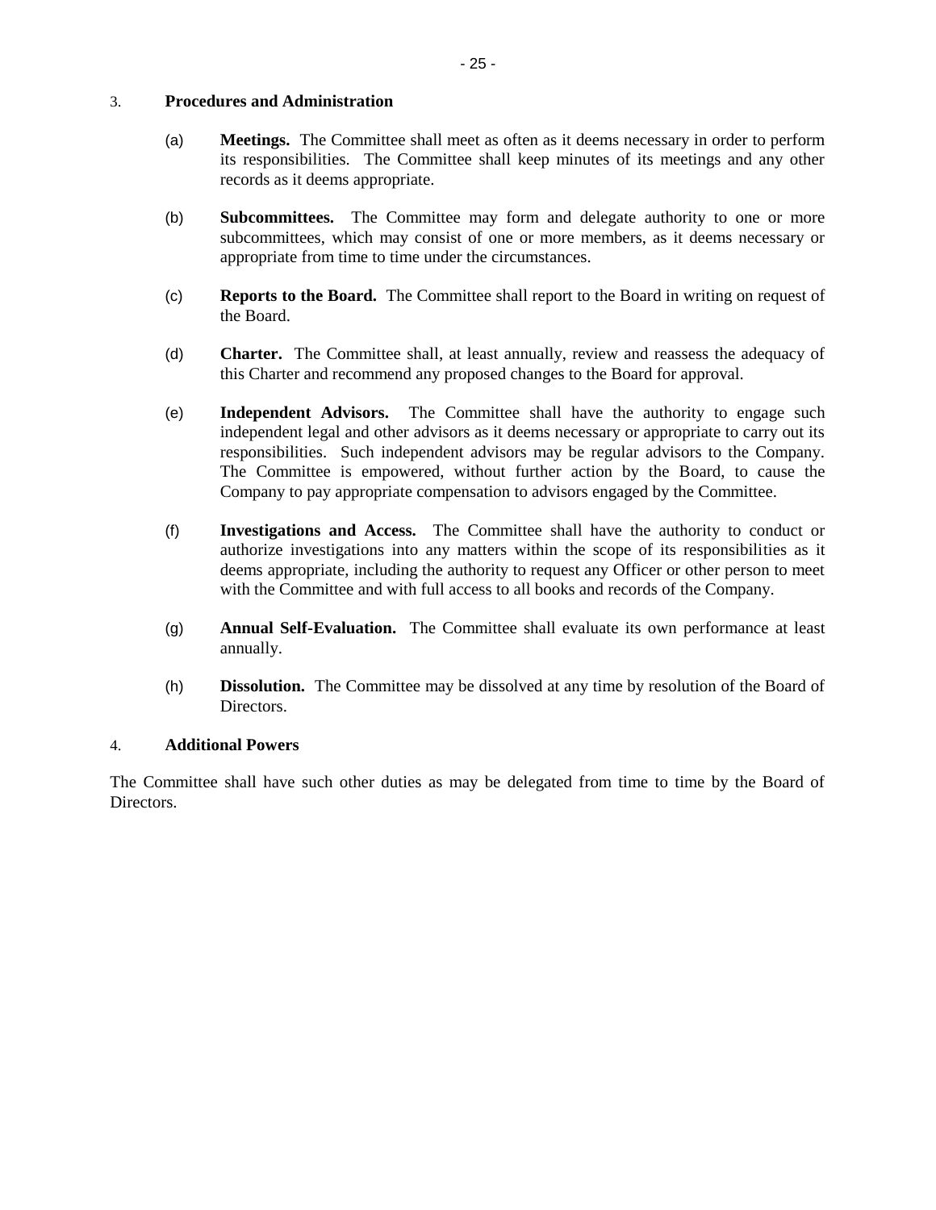## 3. Procedures and Administration

(a) **Meetings.** The Committee shall meet as often as it deems necessary in order to perform its responsibilities. The Committee shall keep minutes of its meetings and any other records as it deems appropriate.

(b) **Subcommittees.** The Committee may form and delegate authority to one or more subcommittees, which may consist of one or more members, as it deems necessary or appropriate from time to time under the circumstances.

(c) **Reports to the Board.** The Committee shall report to the Board in writing on request of the Board.

(d) **Charter.** The Committee shall, at least annually, review and reassess the adequacy of this Charter and recommend any proposed changes to the Board for approval.

(e) **Independent Advisors.** The Committee shall have the authority to engage such independent legal and other advisors as it deems necessary or appropriate to carry out its responsibilities. Such independent advisors may be regular advisors to the Company. The Committee is empowered, without further action by the Board, to cause the Company to pay appropriate compensation to advisors engaged by the Committee.

(f) **Investigations and Access.** The Committee shall have the authority to conduct or authorize investigations into any matters within the scope of its responsibilities as it deems appropriate, including the authority to request any Officer or other person to meet with the Committee and with full access to all books and records of the Company.

(g) **Annual Self-Evaluation.** The Committee shall evaluate its own performance at least annually.

(h) **Dissolution.** The Committee may be dissolved at any time by resolution of the Board of Directors.

## 4. Additional Powers

The Committee shall have such other duties as may be delegated from time to time by the Board of Directors.